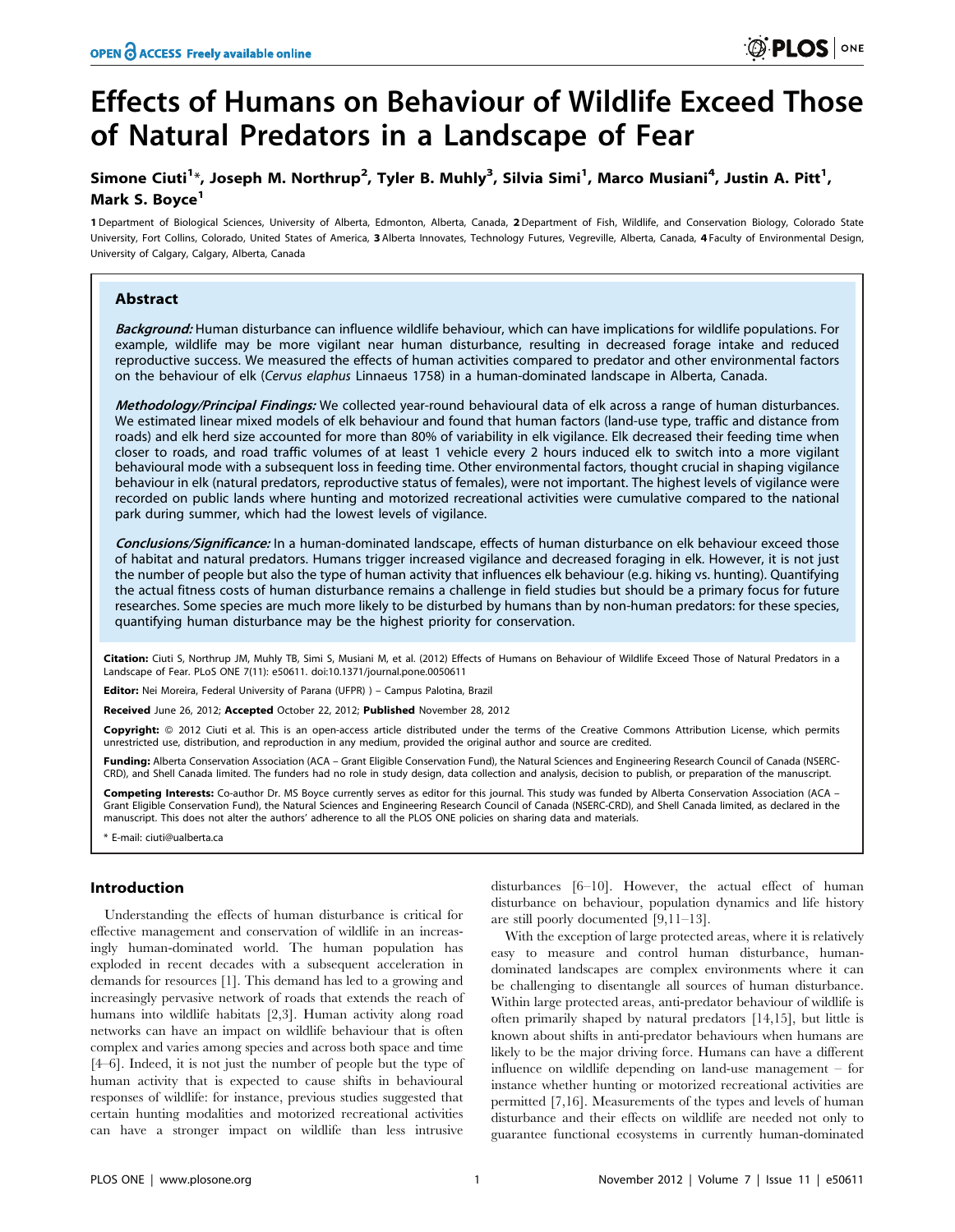# Effects of Humans on Behaviour of Wildlife Exceed Those of Natural Predators in a Landscape of Fear

**Simone Ciuti[1]*, Joseph M. Northrup[2], Tyler B. Muhly[3], Silvia Simi[1], Marco Musiani[4], Justin A. Pitt[1], Mark S. Boyce[1]**

1 Department of Biological Sciences, University of Alberta, Edmonton, Alberta, Canada, 2 Department of Fish, Wildlife, and Conservation Biology, Colorado State University, Fort Collins, Colorado, United States of America, 3 Alberta Innovates, Technology Futures, Vegreville, Alberta, Canada, 4 Faculty of Environmental Design, University of Calgary, Calgary, Alberta, Canada

## Abstract

***Background:*** Human disturbance can influence wildlife behaviour, which can have implications for wildlife populations. For example, wildlife may be more vigilant near human disturbance, resulting in decreased forage intake and reduced reproductive success. We measured the effects of human activities compared to predator and other environmental factors on the behaviour of elk (*Cervus elaphus* Linnaeus 1758) in a human-dominated landscape in Alberta, Canada.

***Methodology/Principal Findings:*** We collected year-round behavioural data of elk across a range of human disturbances. We estimated linear mixed models of elk behaviour and found that human factors (land-use type, traffic and distance from roads) and elk herd size accounted for more than 80% of variability in elk vigilance. Elk decreased their feeding time when closer to roads, and road traffic volumes of at least 1 vehicle every 2 hours induced elk to switch into a more vigilant behavioural mode with a subsequent loss in feeding time. Other environmental factors, thought crucial in shaping vigilance behaviour in elk (natural predators, reproductive status of females), were not important. The highest levels of vigilance were recorded on public lands where hunting and motorized recreational activities were cumulative compared to the national park during summer, which had the lowest levels of vigilance.

***Conclusions/Significance:*** In a human-dominated landscape, effects of human disturbance on elk behaviour exceed those of habitat and natural predators. Humans trigger increased vigilance and decreased foraging in elk. However, it is not just the number of people but also the type of human activity that influences elk behaviour (e.g. hiking vs. hunting). Quantifying the actual fitness costs of human disturbance remains a challenge in field studies but should be a primary focus for future researches. Some species are much more likely to be disturbed by humans than by non-human predators: for these species, quantifying human disturbance may be the highest priority for conservation.

**Citation:** Ciuti S, Northrup JM, Muhly TB, Simi S, Musiani M, et al. (2012) Effects of Humans on Behaviour of Wildlife Exceed Those of Natural Predators in a Landscape of Fear. PLoS ONE 7(11): e50611. doi:10.1371/journal.pone.0050611

**Editor:** Nei Moreira, Federal University of Parana (UFPR) ) – Campus Palotina, Brazil

**Received** June 26, 2012; **Accepted** October 22, 2012; **Published** November 28, 2012

**Copyright:** © 2012 Ciuti et al. This is an open-access article distributed under the terms of the Creative Commons Attribution License, which permits unrestricted use, distribution, and reproduction in any medium, provided the original author and source are credited.

**Funding:** Alberta Conservation Association (ACA – Grant Eligible Conservation Fund), the Natural Sciences and Engineering Research Council of Canada (NSERC-CRD), and Shell Canada limited. The funders had no role in study design, data collection and analysis, decision to publish, or preparation of the manuscript.

**Competing Interests:** Co-author Dr. MS Boyce currently serves as editor for this journal. This study was funded by Alberta Conservation Association (ACA – Grant Eligible Conservation Fund), the Natural Sciences and Engineering Research Council of Canada (NSERC-CRD), and Shell Canada limited, as declared in the manuscript. This does not alter the authors' adherence to all the PLOS ONE policies on sharing data and materials.

* E-mail: ciuti@ualberta.ca

## Introduction

Understanding the effects of human disturbance is critical for effective management and conservation of wildlife in an increasingly human-dominated world. The human population has exploded in recent decades with a subsequent acceleration in demands for resources [1]. This demand has led to a growing and increasingly pervasive network of roads that extends the reach of humans into wildlife habitats [2,3]. Human activity along road networks can have an impact on wildlife behaviour that is often complex and varies among species and across both space and time [4–6]. Indeed, it is not just the number of people but the type of human activity that is expected to cause shifts in behavioural responses of wildlife: for instance, previous studies suggested that certain hunting modalities and motorized recreational activities can have a stronger impact on wildlife than less intrusive disturbances [6–10]. However, the actual effect of human disturbance on behaviour, population dynamics and life history are still poorly documented [9,11–13].

With the exception of large protected areas, where it is relatively easy to measure and control human disturbance, human-dominated landscapes are complex environments where it can be challenging to disentangle all sources of human disturbance. Within large protected areas, anti-predator behaviour of wildlife is often primarily shaped by natural predators [14,15], but little is known about shifts in anti-predator behaviours when humans are likely to be the major driving force. Humans can have a different influence on wildlife depending on land-use management – for instance whether hunting or motorized recreational activities are permitted [7,16]. Measurements of the types and levels of human disturbance and their effects on wildlife are needed not only to guarantee functional ecosystems in currently human-dominated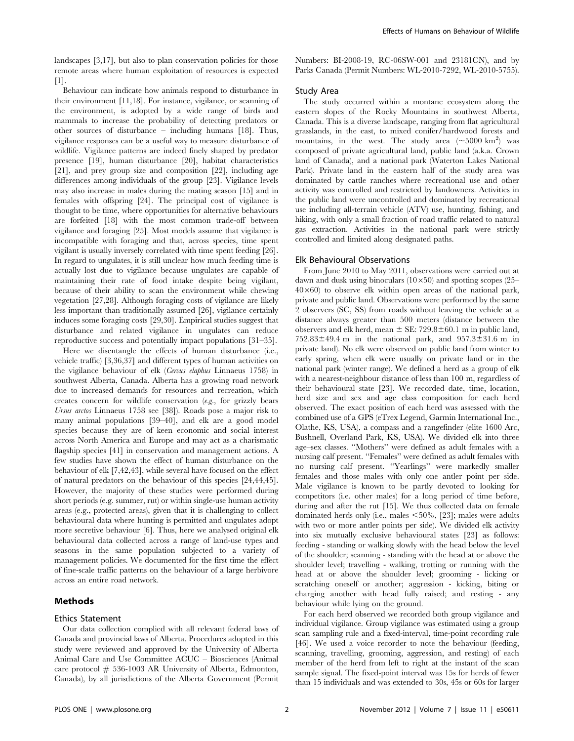landscapes [3,17], but also to plan conservation policies for those remote areas where human exploitation of resources is expected [1].

Behaviour can indicate how animals respond to disturbance in their environment [11,18]. For instance, vigilance, or scanning of the environment, is adopted by a wide range of birds and mammals to increase the probability of detecting predators or other sources of disturbance – including humans [18]. Thus, vigilance responses can be a useful way to measure disturbance of wildlife. Vigilance patterns are indeed finely shaped by predator presence [19], human disturbance [20], habitat characteristics [21], and prey group size and composition [22], including age differences among individuals of the group [23]. Vigilance levels may also increase in males during the mating season [15] and in females with offspring [24]. The principal cost of vigilance is thought to be time, where opportunities for alternative behaviours are forfeited [18] with the most common trade-off between vigilance and foraging [25]. Most models assume that vigilance is incompatible with foraging and that, across species, time spent vigilant is usually inversely correlated with time spent feeding [26]. In regard to ungulates, it is still unclear how much feeding time is actually lost due to vigilance because ungulates are capable of maintaining their rate of food intake despite being vigilant, because of their ability to scan the environment while chewing vegetation [27,28]. Although foraging costs of vigilance are likely less important than traditionally assumed [26], vigilance certainly induces some foraging costs [29,30]. Empirical studies suggest that disturbance and related vigilance in ungulates can reduce reproductive success and potentially impact populations [31–35].

Here we disentangle the effects of human disturbance (i.e., vehicle traffic) [3,36,37] and different types of human activities on the vigilance behaviour of elk (*Cervus elaphus* Linnaeus 1758) in southwest Alberta, Canada. Alberta has a growing road network due to increased demands for resources and recreation, which creates concern for wildlife conservation (*e.g.*, for grizzly bears *Ursus arctos* Linnaeus 1758 see [38]). Roads pose a major risk to many animal populations [39–40], and elk are a good model species because they are of keen economic and social interest across North America and Europe and may act as a charismatic flagship species [41] in conservation and management actions. A few studies have shown the effect of human disturbance on the behaviour of elk [7,42,43], while several have focused on the effect of natural predators on the behaviour of this species [24,44,45]. However, the majority of these studies were performed during short periods (e.g. summer, rut) or within single-use human activity areas (e.g., protected areas), given that it is challenging to collect behavioural data where hunting is permitted and ungulates adopt more secretive behaviour [6]. Thus, here we analysed original elk behavioural data collected across a range of land-use types and seasons in the same population subjected to a variety of management policies. We documented for the first time the effect of fine-scale traffic patterns on the behaviour of a large herbivore across an entire road network.

## Methods

### Ethics Statement

Our data collection complied with all relevant federal laws of Canada and provincial laws of Alberta. Procedures adopted in this study were reviewed and approved by the University of Alberta Animal Care and Use Committee ACUC – Biosciences (Animal care protocol # 536-1003 AR University of Alberta, Edmonton, Canada), by all jurisdictions of the Alberta Government (Permit Numbers: BI-2008-19, RC-06SW-001 and 23181CN), and by Parks Canada (Permit Numbers: WL-2010-7292, WL-2010-5755).

### Study Area

The study occurred within a montane ecosystem along the eastern slopes of the Rocky Mountains in southwest Alberta, Canada. This is a diverse landscape, ranging from flat agricultural grasslands, in the east, to mixed conifer/hardwood forests and mountains, in the west. The study area (~5000 km$^2$) was composed of private agricultural land, public land (a.k.a. Crown land of Canada), and a national park (Waterton Lakes National Park). Private land in the eastern half of the study area was dominated by cattle ranches where recreational use and other activity was controlled and restricted by landowners. Activities in the public land were uncontrolled and dominated by recreational use including all-terrain vehicle (ATV) use, hunting, fishing, and hiking, with only a small fraction of road traffic related to natural gas extraction. Activities in the national park were strictly controlled and limited along designated paths.

### Elk Behavioural Observations

From June 2010 to May 2011, observations were carried out at dawn and dusk using binoculars (10×50) and spotting scopes (25–40×60) to observe elk within open areas of the national park, private and public land. Observations were performed by the same 2 observers (SC, SS) from roads without leaving the vehicle at a distance always greater than 500 meters (distance between the observers and elk herd, mean ± SE: 729.8±60.1 m in public land, 752.83±49.4 m in the national park, and 957.3±31.6 m in private land). No elk were observed on public land from winter to early spring, when elk were usually on private land or in the national park (winter range). We defined a herd as a group of elk with a nearest-neighbour distance of less than 100 m, regardless of their behavioural state [23]. We recorded date, time, location, herd size and sex and age class composition for each herd observed. The exact position of each herd was assessed with the combined use of a GPS (eTrex Legend, Garmin International Inc., Olathe, KS, USA), a compass and a rangefinder (elite 1600 Arc, Bushnell, Overland Park, KS, USA). We divided elk into three age–sex classes. "Mothers" were defined as adult females with a nursing calf present. "Females" were defined as adult females with no nursing calf present. "Yearlings" were markedly smaller females and those males with only one antler point per side. Male vigilance is known to be partly devoted to looking for competitors (i.e. other males) for a long period of time before, during and after the rut [15]. We thus collected data on female dominated herds only (i.e., males <50%, [23]; males were adults with two or more antler points per side). We divided elk activity into six mutually exclusive behavioural states [23] as follows: feeding - standing or walking slowly with the head below the level of the shoulder; scanning - standing with the head at or above the shoulder level; travelling - walking, trotting or running with the head at or above the shoulder level; grooming - licking or scratching oneself or another; aggression - kicking, biting or charging another with head fully raised; and resting - any behaviour while lying on the ground.

For each herd observed we recorded both group vigilance and individual vigilance. Group vigilance was estimated using a group scan sampling rule and a fixed-interval, time-point recording rule [46]. We used a voice recorder to note the behaviour (feeding, scanning, travelling, grooming, aggression, and resting) of each member of the herd from left to right at the instant of the scan sample signal. The fixed-point interval was 15s for herds of fewer than 15 individuals and was extended to 30s, 45s or 60s for larger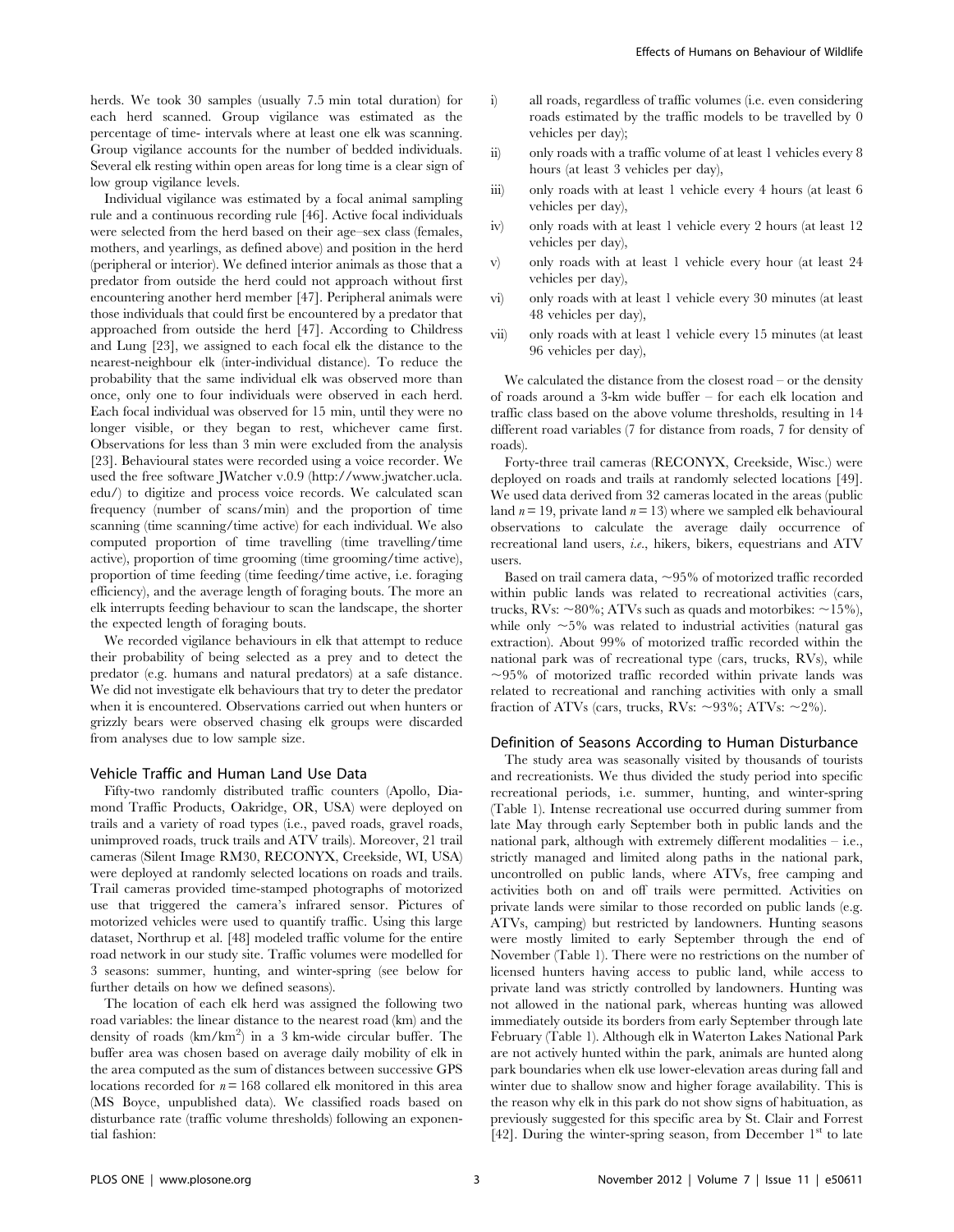herds. We took 30 samples (usually 7.5 min total duration) for each herd scanned. Group vigilance was estimated as the percentage of time- intervals where at least one elk was scanning. Group vigilance accounts for the number of bedded individuals. Several elk resting within open areas for long time is a clear sign of low group vigilance levels.

Individual vigilance was estimated by a focal animal sampling rule and a continuous recording rule [46]. Active focal individuals were selected from the herd based on their age–sex class (females, mothers, and yearlings, as defined above) and position in the herd (peripheral or interior). We defined interior animals as those that a predator from outside the herd could not approach without first encountering another herd member [47]. Peripheral animals were those individuals that could first be encountered by a predator that approached from outside the herd [47]. According to Childress and Lung [23], we assigned to each focal elk the distance to the nearest-neighbour elk (inter-individual distance). To reduce the probability that the same individual elk was observed more than once, only one to four individuals were observed in each herd. Each focal individual was observed for 15 min, until they were no longer visible, or they began to rest, whichever came first. Observations for less than 3 min were excluded from the analysis [23]. Behavioural states were recorded using a voice recorder. We used the free software JWatcher v.0.9 (http://www.jwatcher.ucla.edu/) to digitize and process voice records. We calculated scan frequency (number of scans/min) and the proportion of time scanning (time scanning/time active) for each individual. We also computed proportion of time travelling (time travelling/time active), proportion of time grooming (time grooming/time active), proportion of time feeding (time feeding/time active, i.e. foraging efficiency), and the average length of foraging bouts. The more an elk interrupts feeding behaviour to scan the landscape, the shorter the expected length of foraging bouts.

We recorded vigilance behaviours in elk that attempt to reduce their probability of being selected as a prey and to detect the predator (e.g. humans and natural predators) at a safe distance. We did not investigate elk behaviours that try to deter the predator when it is encountered. Observations carried out when hunters or grizzly bears were observed chasing elk groups were discarded from analyses due to low sample size.

## Vehicle Traffic and Human Land Use Data

Fifty-two randomly distributed traffic counters (Apollo, Diamond Traffic Products, Oakridge, OR, USA) were deployed on trails and a variety of road types (i.e., paved roads, gravel roads, unimproved roads, truck trails and ATV trails). Moreover, 21 trail cameras (Silent Image RM30, RECONYX, Creekside, WI, USA) were deployed at randomly selected locations on roads and trails. Trail cameras provided time-stamped photographs of motorized use that triggered the camera's infrared sensor. Pictures of motorized vehicles were used to quantify traffic. Using this large dataset, Northrup et al. [48] modeled traffic volume for the entire road network in our study site. Traffic volumes were modelled for 3 seasons: summer, hunting, and winter-spring (see below for further details on how we defined seasons).

The location of each elk herd was assigned the following two road variables: the linear distance to the nearest road (km) and the density of roads (km/km$^2$) in a 3 km-wide circular buffer. The buffer area was chosen based on average daily mobility of elk in the area computed as the sum of distances between successive GPS locations recorded for $n = 168$ collared elk monitored in this area (MS Boyce, unpublished data). We classified roads based on disturbance rate (traffic volume thresholds) following an exponential fashion:

i) all roads, regardless of traffic volumes (i.e. even considering roads estimated by the traffic models to be travelled by 0 vehicles per day);
ii) only roads with a traffic volume of at least 1 vehicles every 8 hours (at least 3 vehicles per day),
iii) only roads with at least 1 vehicle every 4 hours (at least 6 vehicles per day),
iv) only roads with at least 1 vehicle every 2 hours (at least 12 vehicles per day),
v) only roads with at least 1 vehicle every hour (at least 24 vehicles per day),
vi) only roads with at least 1 vehicle every 30 minutes (at least 48 vehicles per day),
vii) only roads with at least 1 vehicle every 15 minutes (at least 96 vehicles per day),

We calculated the distance from the closest road – or the density of roads around a 3-km wide buffer – for each elk location and traffic class based on the above volume thresholds, resulting in 14 different road variables (7 for distance from roads, 7 for density of roads).

Forty-three trail cameras (RECONYX, Creekside, Wisc.) were deployed on roads and trails at randomly selected locations [49]. We used data derived from 32 cameras located in the areas (public land $n = 19$, private land $n = 13$) where we sampled elk behavioural observations to calculate the average daily occurrence of recreational land users, *i.e.*, hikers, bikers, equestrians and ATV users.

Based on trail camera data, ~95% of motorized traffic recorded within public lands was related to recreational activities (cars, trucks, RVs: ~80%; ATVs such as quads and motorbikes: ~15%), while only ~5% was related to industrial activities (natural gas extraction). About 99% of motorized traffic recorded within the national park was of recreational type (cars, trucks, RVs), while ~95% of motorized traffic recorded within private lands was related to recreational and ranching activities with only a small fraction of ATVs (cars, trucks, RVs: ~93%; ATVs: ~2%).

## Definition of Seasons According to Human Disturbance

The study area was seasonally visited by thousands of tourists and recreationists. We thus divided the study period into specific recreational periods, i.e. summer, hunting, and winter-spring (Table 1). Intense recreational use occurred during summer from late May through early September both in public lands and the national park, although with extremely different modalities – i.e., strictly managed and limited along paths in the national park, uncontrolled on public lands, where ATVs, free camping and activities both on and off trails were permitted. Activities on private lands were similar to those recorded on public lands (e.g. ATVs, camping) but restricted by landowners. Hunting seasons were mostly limited to early September through the end of November (Table 1). There were no restrictions on the number of licensed hunters having access to public land, while access to private land was strictly controlled by landowners. Hunting was not allowed in the national park, whereas hunting was allowed immediately outside its borders from early September through late February (Table 1). Although elk in Waterton Lakes National Park are not actively hunted within the park, animals are hunted along park boundaries when elk use lower-elevation areas during fall and winter due to shallow snow and higher forage availability. This is the reason why elk in this park do not show signs of habituation, as previously suggested for this specific area by St. Clair and Forrest [42]. During the winter-spring season, from December 1st to late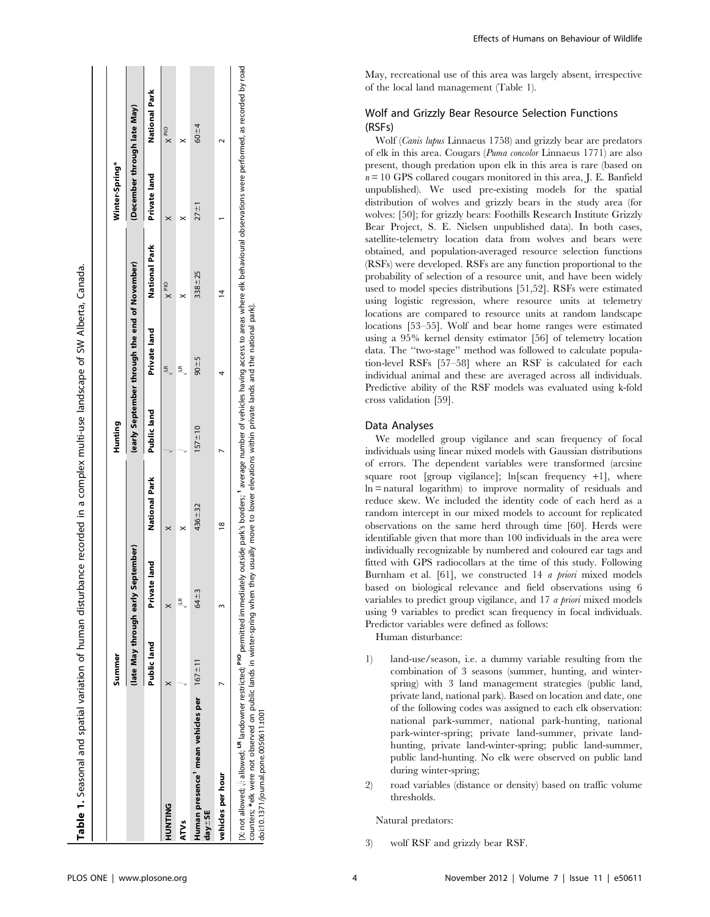**Table 1.** Seasonal and spatial variation of human disturbance recorded in a complex multi-use landscape of SW Alberta, Canada.

| | Summer | | | Hunting | | | Winter-Spring* | |
|---|---|---|---|---|---|---|---|---|
| | (late May through early September) | | | (early September through the end of November) | | | (December through late May) | |
| | Public land | Private land | National Park | Public land | Private land | National Park | Private land | National Park |
| **HUNTING** | X | X | X | √ | √[LR] | X[PIO] | X | X[PIO] |
| **ATVs** | √ | √[LR] | X | √ | √[LR] | X | X | X |
| **Human presence[1] mean vehicles per day±SE** | 167±11 | 64±3 | 436±32 | 157±10 | 90±5 | 338±25 | 27±1 | 60±4 |
| **vehicles per hour** | 7 | 3 | 18 | 7 | 4 | 14 | 1 | 2 |

[X: not allowed; √: allowed; [LR] landowner restricted; [PIO] permitted immediately outside park's borders; [1] average number of vehicles having access to areas where elk behavioural observations were performed, as recorded by road counters; *elk were not observed on public lands in winter-spring when they usually move to lower elevations within private lands and the national park].

doi:10.1371/journal.pone.0050611.t001

May, recreational use of this area was largely absent, irrespective of the local land management (Table 1).

## Wolf and Grizzly Bear Resource Selection Functions (RSFs)

Wolf (*Canis lupus* Linnaeus 1758) and grizzly bear are predators of elk in this area. Cougars (*Puma concolor* Linnaeus 1771) are also present, though predation upon elk in this area is rare (based on $n = 10$ GPS collared cougars monitored in this area, J. E. Banfield unpublished). We used pre-existing models for the spatial distribution of wolves and grizzly bears in the study area (for wolves: [50]; for grizzly bears: Foothills Research Institute Grizzly Bear Project, S. E. Nielsen unpublished data). In both cases, satellite-telemetry location data from wolves and bears were obtained, and population-averaged resource selection functions (RSFs) were developed. RSFs are any function proportional to the probability of selection of a resource unit, and have been widely used to model species distributions [51,52]. RSFs were estimated using logistic regression, where resource units at telemetry locations are compared to resource units at random landscape locations [53–55]. Wolf and bear home ranges were estimated using a 95% kernel density estimator [56] of telemetry location data. The "two-stage" method was followed to calculate population-level RSFs [57–58] where an RSF is calculated for each individual animal and these are averaged across all individuals. Predictive ability of the RSF models was evaluated using k-fold cross validation [59].

## Data Analyses

We modelled group vigilance and scan frequency of focal individuals using linear mixed models with Gaussian distributions of errors. The dependent variables were transformed (arcsine square root [group vigilance]; ln[scan frequency +1], where ln = natural logarithm) to improve normality of residuals and reduce skew. We included the identity code of each herd as a random intercept in our mixed models to account for replicated observations on the same herd through time [60]. Herds were identifiable given that more than 100 individuals in the area were individually recognizable by numbered and coloured ear tags and fitted with GPS radiocollars at the time of this study. Following Burnham et al. [61], we constructed 14 *a priori* mixed models based on biological relevance and field observations using 6 variables to predict group vigilance, and 17 *a priori* mixed models using 9 variables to predict scan frequency in focal individuals. Predictor variables were defined as follows:

Human disturbance:

1) land-use/season, i.e. a dummy variable resulting from the combination of 3 seasons (summer, hunting, and winter-spring) with 3 land management strategies (public land, private land, national park). Based on location and date, one of the following codes was assigned to each elk observation: national park-summer, national park-hunting, national park-winter-spring; private land-summer, private land-hunting, private land-winter-spring; public land-summer, public land-hunting. No elk were observed on public land during winter-spring;
2) road variables (distance or density) based on traffic volume thresholds.

Natural predators:

3) wolf RSF and grizzly bear RSF.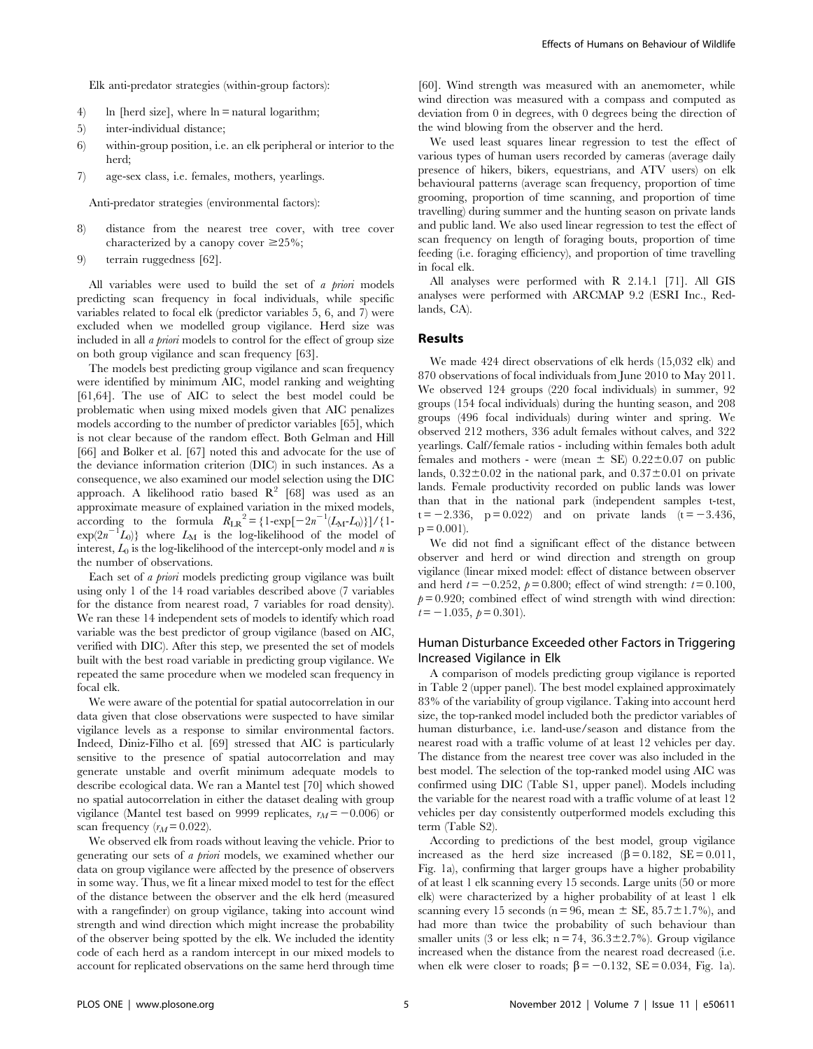Elk anti-predator strategies (within-group factors):

4) ln [herd size], where ln = natural logarithm;
5) inter-individual distance;
6) within-group position, i.e. an elk peripheral or interior to the herd;
7) age-sex class, i.e. females, mothers, yearlings.

Anti-predator strategies (environmental factors):

8) distance from the nearest tree cover, with tree cover characterized by a canopy cover ≥25%;
9) terrain ruggedness [62].

All variables were used to build the set of *a priori* models predicting scan frequency in focal individuals, while specific variables related to focal elk (predictor variables 5, 6, and 7) were excluded when we modelled group vigilance. Herd size was included in all *a priori* models to control for the effect of group size on both group vigilance and scan frequency [63].

The models best predicting group vigilance and scan frequency were identified by minimum AIC, model ranking and weighting [61,64]. The use of AIC to select the best model could be problematic when using mixed models given that AIC penalizes models according to the number of predictor variables [65], which is not clear because of the random effect. Both Gelman and Hill [66] and Bolker et al. [67] noted this and advocate for the use of the deviance information criterion (DIC) in such instances. As a consequence, we also examined our model selection using the DIC approach. A likelihood ratio based $R^2$ [68] was used as an approximate measure of explained variation in the mixed models, according to the formula $R_{LR}{}^2 = \{1\text{-}\exp[-2n^{-1}(L_M\text{-}L_0)]\}/\{1\text{-}\exp(2n^{-1}L_0)\}$ where $L_M$ is the log-likelihood of the model of interest, $L_0$ is the log-likelihood of the intercept-only model and $n$ is the number of observations.

Each set of *a priori* models predicting group vigilance was built using only 1 of the 14 road variables described above (7 variables for the distance from nearest road, 7 variables for road density). We ran these 14 independent sets of models to identify which road variable was the best predictor of group vigilance (based on AIC, verified with DIC). After this step, we presented the set of models built with the best road variable in predicting group vigilance. We repeated the same procedure when we modeled scan frequency in focal elk.

We were aware of the potential for spatial autocorrelation in our data given that close observations were suspected to have similar vigilance levels as a response to similar environmental factors. Indeed, Diniz-Filho et al. [69] stressed that AIC is particularly sensitive to the presence of spatial autocorrelation and may generate unstable and overfit minimum adequate models to describe ecological data. We ran a Mantel test [70] which showed no spatial autocorrelation in either the dataset dealing with group vigilance (Mantel test based on 9999 replicates, $r_M = -0.006$) or scan frequency ($r_M = 0.022$).

We observed elk from roads without leaving the vehicle. Prior to generating our sets of *a priori* models, we examined whether our data on group vigilance were affected by the presence of observers in some way. Thus, we fit a linear mixed model to test for the effect of the distance between the observer and the elk herd (measured with a rangefinder) on group vigilance, taking into account wind strength and wind direction which might increase the probability of the observer being spotted by the elk. We included the identity code of each herd as a random intercept in our mixed models to account for replicated observations on the same herd through time [60]. Wind strength was measured with an anemometer, while wind direction was measured with a compass and computed as deviation from 0 in degrees, with 0 degrees being the direction of the wind blowing from the observer and the herd.

We used least squares linear regression to test the effect of various types of human users recorded by cameras (average daily presence of hikers, bikers, equestrians, and ATV users) on elk behavioural patterns (average scan frequency, proportion of time grooming, proportion of time scanning, and proportion of time travelling) during summer and the hunting season on private lands and public land. We also used linear regression to test the effect of scan frequency on length of foraging bouts, proportion of time feeding (i.e. foraging efficiency), and proportion of time travelling in focal elk.

All analyses were performed with R 2.14.1 [71]. All GIS analyses were performed with ARCMAP 9.2 (ESRI Inc., Redlands, CA).

## Results

We made 424 direct observations of elk herds (15,032 elk) and 870 observations of focal individuals from June 2010 to May 2011. We observed 124 groups (220 focal individuals) in summer, 92 groups (154 focal individuals) during the hunting season, and 208 groups (496 focal individuals) during winter and spring. We observed 212 mothers, 336 adult females without calves, and 322 yearlings. Calf/female ratios - including within females both adult females and mothers - were (mean ± SE) 0.22±0.07 on public lands, 0.32±0.02 in the national park, and 0.37±0.01 on private lands. Female productivity recorded on public lands was lower than that in the national park (independent samples t-test, $t = -2.336$, $p = 0.022$) and on private lands ($t = -3.436$, $p = 0.001$).

We did not find a significant effect of the distance between observer and herd or wind direction and strength on group vigilance (linear mixed model: effect of distance between observer and herd $t = -0.252$, $p = 0.800$; effect of wind strength: $t = 0.100$, $p = 0.920$; combined effect of wind strength with wind direction: $t = -1.035$, $p = 0.301$).

### Human Disturbance Exceeded other Factors in Triggering Increased Vigilance in Elk

A comparison of models predicting group vigilance is reported in Table 2 (upper panel). The best model explained approximately 83% of the variability of group vigilance. Taking into account herd size, the top-ranked model included both the predictor variables of human disturbance, i.e. land-use/season and distance from the nearest road with a traffic volume of at least 12 vehicles per day. The distance from the nearest tree cover was also included in the best model. The selection of the top-ranked model using AIC was confirmed using DIC (Table S1, upper panel). Models including the variable for the nearest road with a traffic volume of at least 12 vehicles per day consistently outperformed models excluding this term (Table S2).

According to predictions of the best model, group vigilance increased as the herd size increased ($\beta = 0.182$, $SE = 0.011$, Fig. 1a), confirming that larger groups have a higher probability of at least 1 elk scanning every 15 seconds. Large units (50 or more elk) were characterized by a higher probability of at least 1 elk scanning every 15 seconds ($n = 96$, mean ± SE, 85.7±1.7%), and had more than twice the probability of such behaviour than smaller units (3 or less elk; $n = 74$, 36.3±2.7%). Group vigilance increased when the distance from the nearest road decreased (i.e. when elk were closer to roads; $\beta = -0.132$, $SE = 0.034$, Fig. 1a).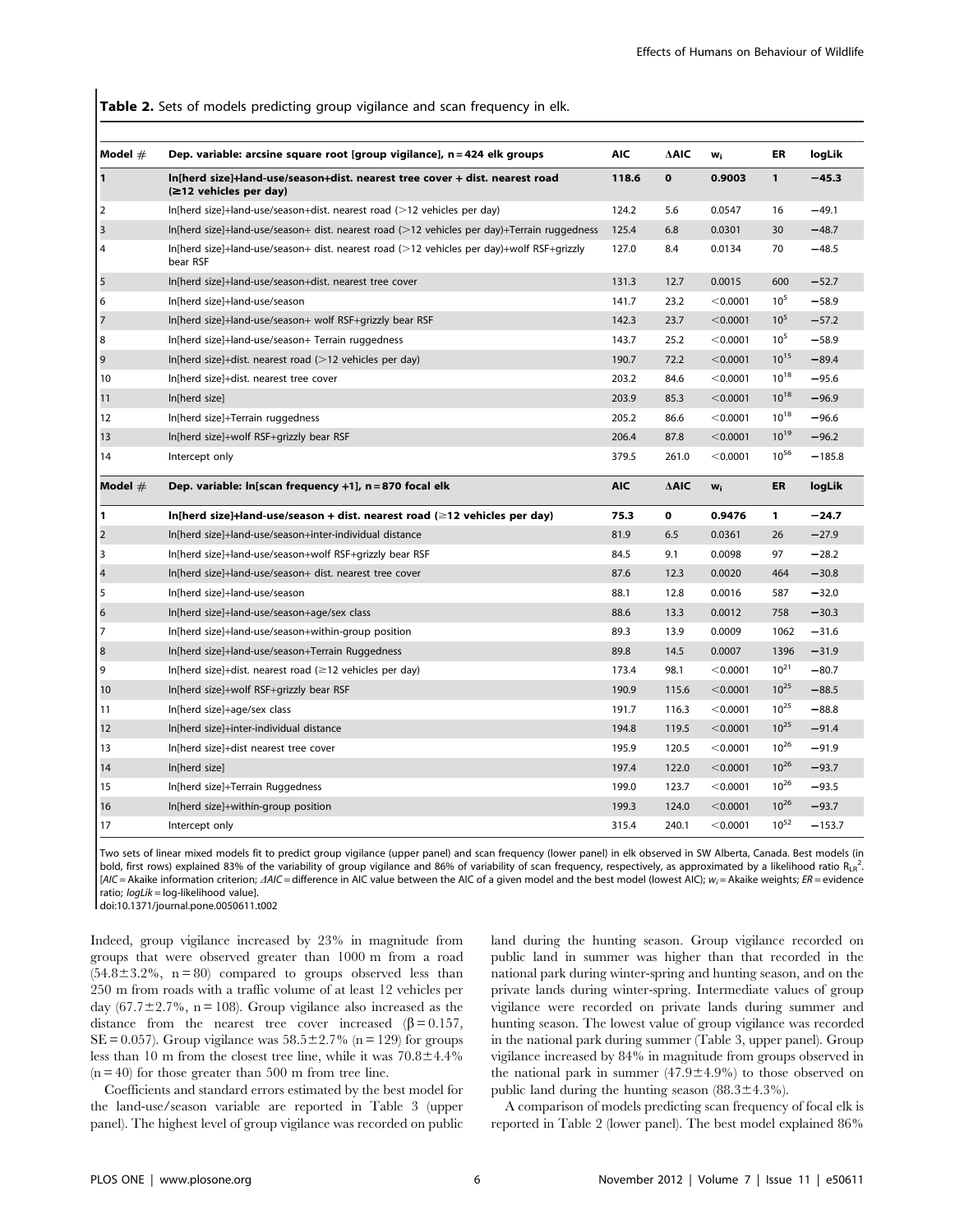**Table 2.** Sets of models predicting group vigilance and scan frequency in elk.

| Model # | Dep. variable: arcsine square root [group vigilance], n = 424 elk groups | AIC | ΔAIC | $w_i$ | ER | logLik |
|---|---|---|---|---|---|---|
| **1** | **ln[herd size]+land-use/season+dist. nearest tree cover + dist. nearest road (≥12 vehicles per day)** | **118.6** | **0** | **0.9003** | **1** | **−45.3** |
| 2 | ln[herd size]+land-use/season+dist. nearest road (>12 vehicles per day) | 124.2 | 5.6 | 0.0547 | 16 | −49.1 |
| 3 | ln[herd size]+land-use/season+ dist. nearest road (>12 vehicles per day)+Terrain ruggedness | 125.4 | 6.8 | 0.0301 | 30 | −48.7 |
| 4 | ln[herd size]+land-use/season+ dist. nearest road (>12 vehicles per day)+wolf RSF+grizzly bear RSF | 127.0 | 8.4 | 0.0134 | 70 | −48.5 |
| 5 | ln[herd size]+land-use/season+dist. nearest tree cover | 131.3 | 12.7 | 0.0015 | 600 | −52.7 |
| 6 | ln[herd size]+land-use/season | 141.7 | 23.2 | <0.0001 | $10^{5}$ | −58.9 |
| 7 | ln[herd size]+land-use/season+ wolf RSF+grizzly bear RSF | 142.3 | 23.7 | <0.0001 | $10^{5}$ | −57.2 |
| 8 | ln[herd size]+land-use/season+ Terrain ruggedness | 143.7 | 25.2 | <0.0001 | $10^{5}$ | −58.9 |
| 9 | ln[herd size]+dist. nearest road (>12 vehicles per day) | 190.7 | 72.2 | <0.0001 | $10^{15}$ | −89.4 |
| 10 | ln[herd size]+dist. nearest tree cover | 203.2 | 84.6 | <0.0001 | $10^{18}$ | −95.6 |
| 11 | ln[herd size] | 203.9 | 85.3 | <0.0001 | $10^{18}$ | −96.9 |
| 12 | ln[herd size]+Terrain ruggedness | 205.2 | 86.6 | <0.0001 | $10^{18}$ | −96.6 |
| 13 | ln[herd size]+wolf RSF+grizzly bear RSF | 206.4 | 87.8 | <0.0001 | $10^{19}$ | −96.2 |
| 14 | Intercept only | 379.5 | 261.0 | <0.0001 | $10^{56}$ | −185.8 |
| **Model #** | **Dep. variable: ln[scan frequency +1], n = 870 focal elk** | **AIC** | **ΔAIC** | $w_i$ | **ER** | **logLik** |
| **1** | **ln[herd size]+land-use/season + dist. nearest road (≥12 vehicles per day)** | **75.3** | **0** | **0.9476** | **1** | **−24.7** |
| 2 | ln[herd size]+land-use/season+inter-individual distance | 81.9 | 6.5 | 0.0361 | 26 | −27.9 |
| 3 | ln[herd size]+land-use/season+wolf RSF+grizzly bear RSF | 84.5 | 9.1 | 0.0098 | 97 | −28.2 |
| 4 | ln[herd size]+land-use/season+ dist. nearest tree cover | 87.6 | 12.3 | 0.0020 | 464 | −30.8 |
| 5 | ln[herd size]+land-use/season | 88.1 | 12.8 | 0.0016 | 587 | −32.0 |
| 6 | ln[herd size]+land-use/season+age/sex class | 88.6 | 13.3 | 0.0012 | 758 | −30.3 |
| 7 | ln[herd size]+land-use/season+within-group position | 89.3 | 13.9 | 0.0009 | 1062 | −31.6 |
| 8 | ln[herd size]+land-use/season+Terrain Ruggedness | 89.8 | 14.5 | 0.0007 | 1396 | −31.9 |
| 9 | ln[herd size]+dist. nearest road (≥12 vehicles per day) | 173.4 | 98.1 | <0.0001 | $10^{21}$ | −80.7 |
| 10 | ln[herd size]+wolf RSF+grizzly bear RSF | 190.9 | 115.6 | <0.0001 | $10^{25}$ | −88.5 |
| 11 | ln[herd size]+age/sex class | 191.7 | 116.3 | <0.0001 | $10^{25}$ | −88.8 |
| 12 | ln[herd size]+inter-individual distance | 194.8 | 119.5 | <0.0001 | $10^{25}$ | −91.4 |
| 13 | ln[herd size]+dist nearest tree cover | 195.9 | 120.5 | <0.0001 | $10^{26}$ | −91.9 |
| 14 | ln[herd size] | 197.4 | 122.0 | <0.0001 | $10^{26}$ | −93.7 |
| 15 | ln[herd size]+Terrain Ruggedness | 199.0 | 123.7 | <0.0001 | $10^{26}$ | −93.5 |
| 16 | ln[herd size]+within-group position | 199.3 | 124.0 | <0.0001 | $10^{26}$ | −93.7 |
| 17 | Intercept only | 315.4 | 240.1 | <0.0001 | $10^{52}$ | −153.7 |

Two sets of linear mixed models fit to predict group vigilance (upper panel) and scan frequency (lower panel) in elk observed in SW Alberta, Canada. Best models (in bold, first rows) explained 83% of the variability of group vigilance and 86% of variability of scan frequency, respectively, as approximated by a likelihood ratio $R_{LR}^2$. [*AIC* = Akaike information criterion; *ΔAIC* = difference in AIC value between the AIC of a given model and the best model (lowest AIC); $w_i$ = Akaike weights; *ER* = evidence ratio; *logLik* = log-likelihood value].

doi:10.1371/journal.pone.0050611.t002

Indeed, group vigilance increased by 23% in magnitude from groups that were observed greater than 1000 m from a road (54.8±3.2%, n = 80) compared to groups observed less than 250 m from roads with a traffic volume of at least 12 vehicles per day (67.7±2.7%, n = 108). Group vigilance also increased as the distance from the nearest tree cover increased ($\beta = 0.157$, SE = 0.057). Group vigilance was 58.5±2.7% (n = 129) for groups less than 10 m from the closest tree line, while it was 70.8±4.4% (n = 40) for those greater than 500 m from tree line.

Coefficients and standard errors estimated by the best model for the land-use/season variable are reported in Table 3 (upper panel). The highest level of group vigilance was recorded on public land during the hunting season. Group vigilance recorded on public land in summer was higher than that recorded in the national park during winter-spring and hunting season, and on the private lands during winter-spring. Intermediate values of group vigilance were recorded on private lands during summer and hunting season. The lowest value of group vigilance was recorded in the national park during summer (Table 3, upper panel). Group vigilance increased by 84% in magnitude from groups observed in the national park in summer (47.9±4.9%) to those observed on public land during the hunting season (88.3±4.3%).

A comparison of models predicting scan frequency of focal elk is reported in Table 2 (lower panel). The best model explained 86%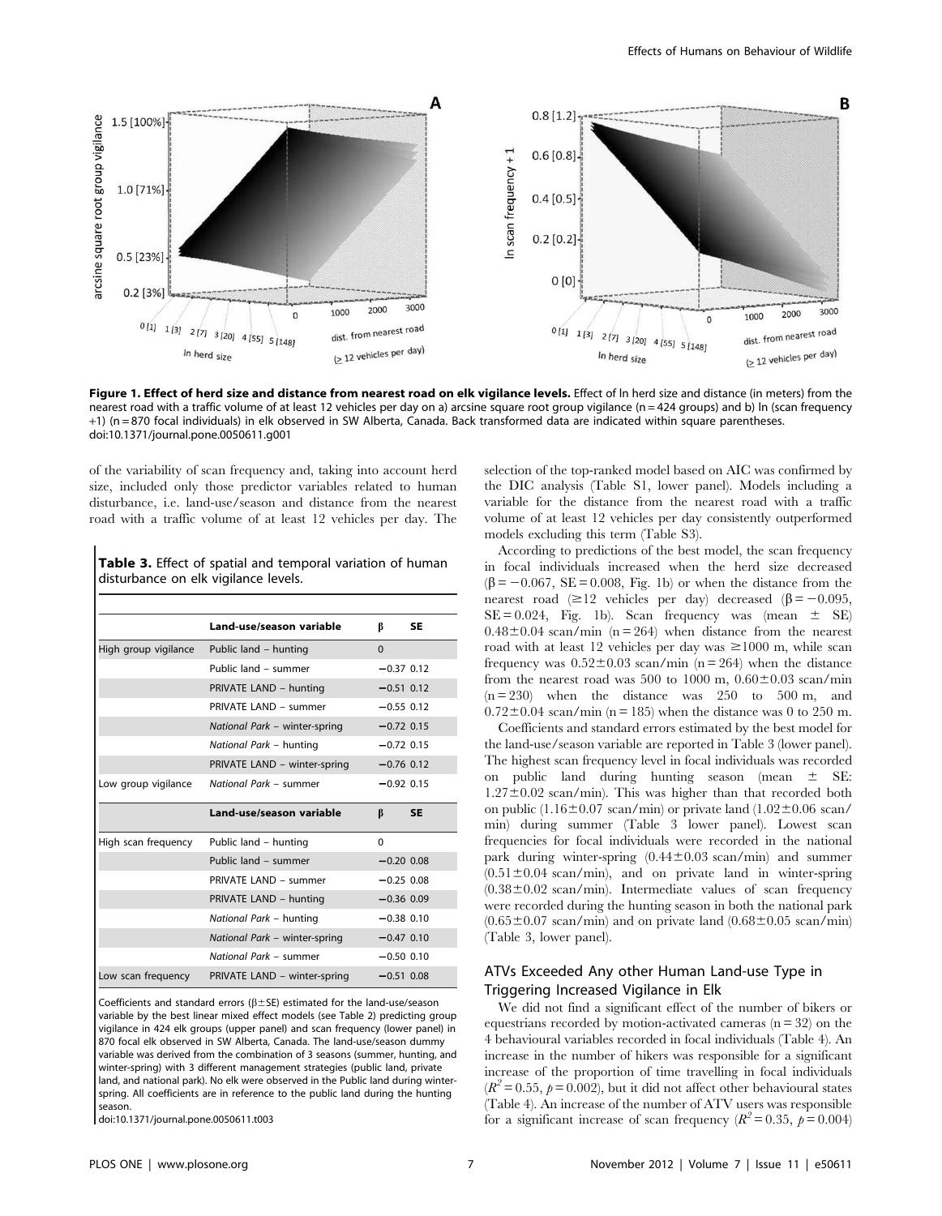Figure 1. Effect of herd size and distance from nearest road on elk vigilance levels. Effect of ln herd size and distance (in meters) from the nearest road with a traffic volume of at least 12 vehicles per day on a) arcsine square root group vigilance (n = 424 groups) and b) ln (scan frequency +1) (n = 870 focal individuals) in elk observed in SW Alberta, Canada. Back transformed data are indicated within square parentheses.
doi:10.1371/journal.pone.0050611.g001

of the variability of scan frequency and, taking into account herd size, included only those predictor variables related to human disturbance, i.e. land-use/season and distance from the nearest road with a traffic volume of at least 12 vehicles per day. The selection of the top-ranked model based on AIC was confirmed by the DIC analysis (Table S1, lower panel). Models including a variable for the distance from the nearest road with a traffic volume of at least 12 vehicles per day consistently outperformed models excluding this term (Table S3).

According to predictions of the best model, the scan frequency in focal individuals increased when the herd size decreased ($\beta = -0.067$, SE = 0.008, Fig. 1b) or when the distance from the nearest road ($\geq 12$ vehicles per day) decreased ($\beta = -0.095$, SE = 0.024, Fig. 1b). Scan frequency was (mean $\pm$ SE) $0.48 \pm 0.04$ scan/min (n = 264) when distance from the nearest road with at least 12 vehicles per day was $\geq 1000$ m, while scan frequency was $0.52 \pm 0.03$ scan/min (n = 264) when the distance from the nearest road was 500 to 1000 m, $0.60 \pm 0.03$ scan/min (n = 230) when the distance was 250 to 500 m, and $0.72 \pm 0.04$ scan/min (n = 185) when the distance was 0 to 250 m.

Coefficients and standard errors estimated by the best model for the land-use/season variable are reported in Table 3 (lower panel). The highest scan frequency level in focal individuals was recorded on public land during hunting season (mean $\pm$ SE: $1.27 \pm 0.02$ scan/min). This was higher than that recorded both on public ($1.16 \pm 0.07$ scan/min) or private land ($1.02 \pm 0.06$ scan/min) during summer (Table 3 lower panel). Lowest scan frequencies for focal individuals were recorded in the national park during winter-spring ($0.44 \pm 0.03$ scan/min) and summer ($0.51 \pm 0.04$ scan/min), and on private land in winter-spring ($0.38 \pm 0.02$ scan/min). Intermediate values of scan frequency were recorded during the hunting season in both the national park ($0.65 \pm 0.07$ scan/min) and on private land ($0.68 \pm 0.05$ scan/min) (Table 3, lower panel).

**Table 3.** Effect of spatial and temporal variation of human disturbance on elk vigilance levels.

| | Land-use/season variable | β | SE |
|---|---|---|---|
| High group vigilance | Public land – hunting | 0 | |
| | Public land – summer | −0.37 | 0.12 |
| | PRIVATE LAND – hunting | −0.51 | 0.12 |
| | PRIVATE LAND – summer | −0.55 | 0.12 |
| | *National Park* – winter-spring | −0.72 | 0.15 |
| | *National Park* – hunting | −0.72 | 0.15 |
| | PRIVATE LAND – winter-spring | −0.76 | 0.12 |
| Low group vigilance | *National Park* – summer | −0.92 | 0.15 |
| | **Land-use/season variable** | **β** | **SE** |
| High scan frequency | Public land – hunting | 0 | |
| | Public land – summer | −0.20 | 0.08 |
| | PRIVATE LAND – summer | −0.25 | 0.08 |
| | PRIVATE LAND – hunting | −0.36 | 0.09 |
| | *National Park* – hunting | −0.38 | 0.10 |
| | *National Park* – winter-spring | −0.47 | 0.10 |
| | *National Park* – summer | −0.50 | 0.10 |
| Low scan frequency | PRIVATE LAND – winter-spring | −0.51 | 0.08 |

Coefficients and standard errors ($\beta \pm$SE) estimated for the land-use/season variable by the best linear mixed effect models (see Table 2) predicting group vigilance in 424 elk groups (upper panel) and scan frequency (lower panel) in 870 focal elk observed in SW Alberta, Canada. The land-use/season dummy variable was derived from the combination of 3 seasons (summer, hunting, and winter-spring) with 3 different management strategies (public land, private land, and national park). No elk were observed in the Public land during winter-spring. All coefficients are in reference to the public land during the hunting season.
doi:10.1371/journal.pone.0050611.t003

## ATVs Exceeded Any other Human Land-use Type in Triggering Increased Vigilance in Elk

We did not find a significant effect of the number of bikers or equestrians recorded by motion-activated cameras (n = 32) on the 4 behavioural variables recorded in focal individuals (Table 4). An increase in the number of hikers was responsible for a significant increase of the proportion of time travelling in focal individuals ($R^2 = 0.55$, $p = 0.002$), but it did not affect other behavioural states (Table 4). An increase of the number of ATV users was responsible for a significant increase of scan frequency ($R^2 = 0.35$, $p = 0.004$)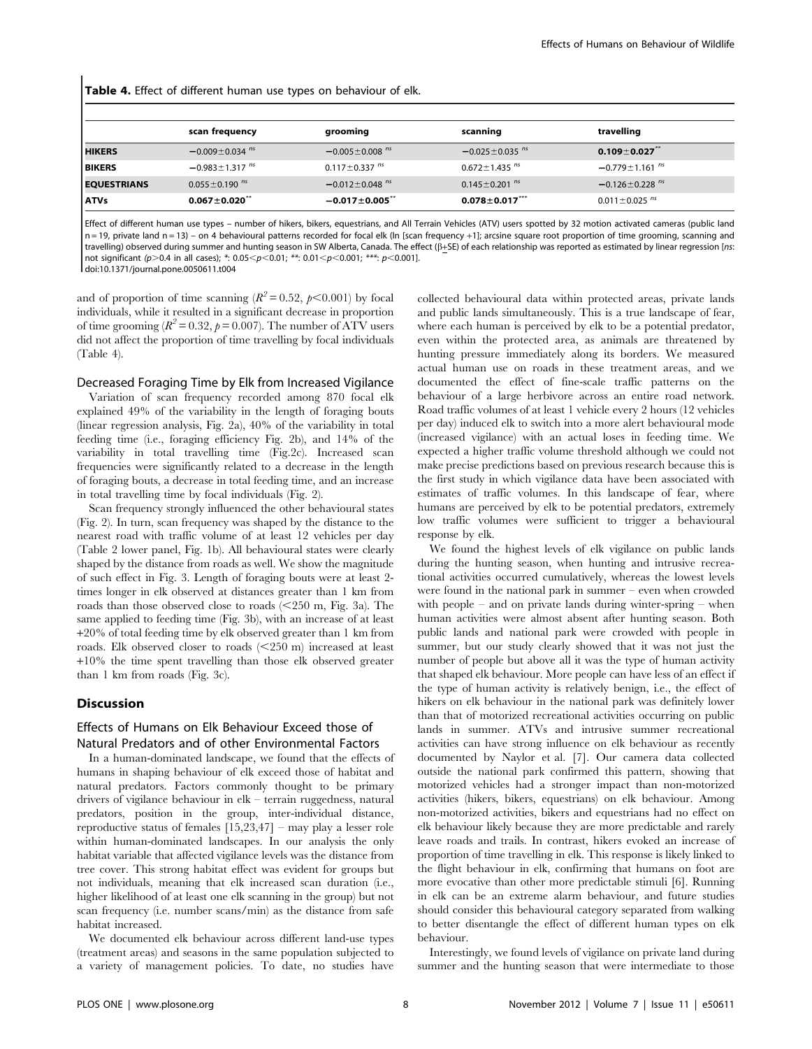**Table 4.** Effect of different human use types on behaviour of elk.

| | scan frequency | grooming | scanning | travelling |
|---|---|---|---|---|
| **HIKERS** | $-0.009\pm0.034$ $^{ns}$ | $-0.005\pm0.008$ $^{ns}$ | $-0.025\pm0.035$ $^{ns}$ | **$0.109\pm0.027^{**}$** |
| **BIKERS** | $-0.983\pm1.317$ $^{ns}$ | $0.117\pm0.337$ $^{ns}$ | $0.672\pm1.435$ $^{ns}$ | $-0.779\pm1.161$ $^{ns}$ |
| **EQUESTRIANS** | $0.055\pm0.190$ $^{ns}$ | $-0.012\pm0.048$ $^{ns}$ | $0.145\pm0.201$ $^{ns}$ | $-0.126\pm0.228$ $^{ns}$ |
| **ATVs** | **$0.067\pm0.020^{**}$** | **$-0.017\pm0.005^{**}$** | **$0.078\pm0.017^{***}$** | $0.011\pm0.025$ $^{ns}$ |

Effect of different human use types – number of hikers, bikers, equestrians, and All Terrain Vehicles (ATV) users spotted by 32 motion activated cameras (public land n = 19, private land n = 13) – on 4 behavioural patterns recorded for focal elk (ln [scan frequency +1]; arcsine square root proportion of time grooming, scanning and travelling) observed during summer and hunting season in SW Alberta, Canada. The effect (β±SE) of each relationship was reported as estimated by linear regression [*ns*: not significant ($p>0.4$ in all cases); *: $0.05<p<0.01$; **: $0.01<p<0.001$; ***: $p<0.001$].

doi:10.1371/journal.pone.0050611.t004

and of proportion of time scanning ($R^2 = 0.52$, $p<0.001$) by focal individuals, while it resulted in a significant decrease in proportion of time grooming ($R^2 = 0.32$, $p = 0.007$). The number of ATV users did not affect the proportion of time travelling by focal individuals (Table 4).

### Decreased Foraging Time by Elk from Increased Vigilance

Variation of scan frequency recorded among 870 focal elk explained 49% of the variability in the length of foraging bouts (linear regression analysis, Fig. 2a), 40% of the variability in total feeding time (i.e., foraging efficiency Fig. 2b), and 14% of the variability in total travelling time (Fig.2c). Increased scan frequencies were significantly related to a decrease in the length of foraging bouts, a decrease in total feeding time, and an increase in total travelling time by focal individuals (Fig. 2).

Scan frequency strongly influenced the other behavioural states (Fig. 2). In turn, scan frequency was shaped by the distance to the nearest road with traffic volume of at least 12 vehicles per day (Table 2 lower panel, Fig. 1b). All behavioural states were clearly shaped by the distance from roads as well. We show the magnitude of such effect in Fig. 3. Length of foraging bouts were at least 2-times longer in elk observed at distances greater than 1 km from roads than those observed close to roads (<250 m, Fig. 3a). The same applied to feeding time (Fig. 3b), with an increase of at least +20% of total feeding time by elk observed greater than 1 km from roads. Elk observed closer to roads (<250 m) increased at least +10% the time spent travelling than those elk observed greater than 1 km from roads (Fig. 3c).

## Discussion

### Effects of Humans on Elk Behaviour Exceed those of Natural Predators and of other Environmental Factors

In a human-dominated landscape, we found that the effects of humans in shaping behaviour of elk exceed those of habitat and natural predators. Factors commonly thought to be primary drivers of vigilance behaviour in elk – terrain ruggedness, natural predators, position in the group, inter-individual distance, reproductive status of females [15,23,47] – may play a lesser role within human-dominated landscapes. In our analysis the only habitat variable that affected vigilance levels was the distance from tree cover. This strong habitat effect was evident for groups but not individuals, meaning that elk increased scan duration (i.e., higher likelihood of at least one elk scanning in the group) but not scan frequency (i.e. number scans/min) as the distance from safe habitat increased.

We documented elk behaviour across different land-use types (treatment areas) and seasons in the same population subjected to a variety of management policies. To date, no studies have collected behavioural data within protected areas, private lands and public lands simultaneously. This is a true landscape of fear, where each human is perceived by elk to be a potential predator, even within the protected area, as animals are threatened by hunting pressure immediately along its borders. We measured actual human use on roads in these treatment areas, and we documented the effect of fine-scale traffic patterns on the behaviour of a large herbivore across an entire road network. Road traffic volumes of at least 1 vehicle every 2 hours (12 vehicles per day) induced elk to switch into a more alert behavioural mode (increased vigilance) with an actual loses in feeding time. We expected a higher traffic volume threshold although we could not make precise predictions based on previous research because this is the first study in which vigilance data have been associated with estimates of traffic volumes. In this landscape of fear, where humans are perceived by elk to be potential predators, extremely low traffic volumes were sufficient to trigger a behavioural response by elk.

We found the highest levels of elk vigilance on public lands during the hunting season, when hunting and intrusive recreational activities occurred cumulatively, whereas the lowest levels were found in the national park in summer – even when crowded with people – and on private lands during winter-spring – when human activities were almost absent after hunting season. Both public lands and national park were crowded with people in summer, but our study clearly showed that it was not just the number of people but above all it was the type of human activity that shaped elk behaviour. More people can have less of an effect if the type of human activity is relatively benign, i.e., the effect of hikers on elk behaviour in the national park was definitely lower than that of motorized recreational activities occurring on public lands in summer. ATVs and intrusive summer recreational activities can have strong influence on elk behaviour as recently documented by Naylor et al. [7]. Our camera data collected outside the national park confirmed this pattern, showing that motorized vehicles had a stronger impact than non-motorized activities (hikers, bikers, equestrians) on elk behaviour. Among non-motorized activities, bikers and equestrians had no effect on elk behaviour likely because they are more predictable and rarely leave roads and trails. In contrast, hikers evoked an increase of proportion of time travelling in elk. This response is likely linked to the flight behaviour in elk, confirming that humans on foot are more evocative than other more predictable stimuli [6]. Running in elk can be an extreme alarm behaviour, and future studies should consider this behavioural category separated from walking to better disentangle the effect of different human types on elk behaviour.

Interestingly, we found levels of vigilance on private land during summer and the hunting season that were intermediate to those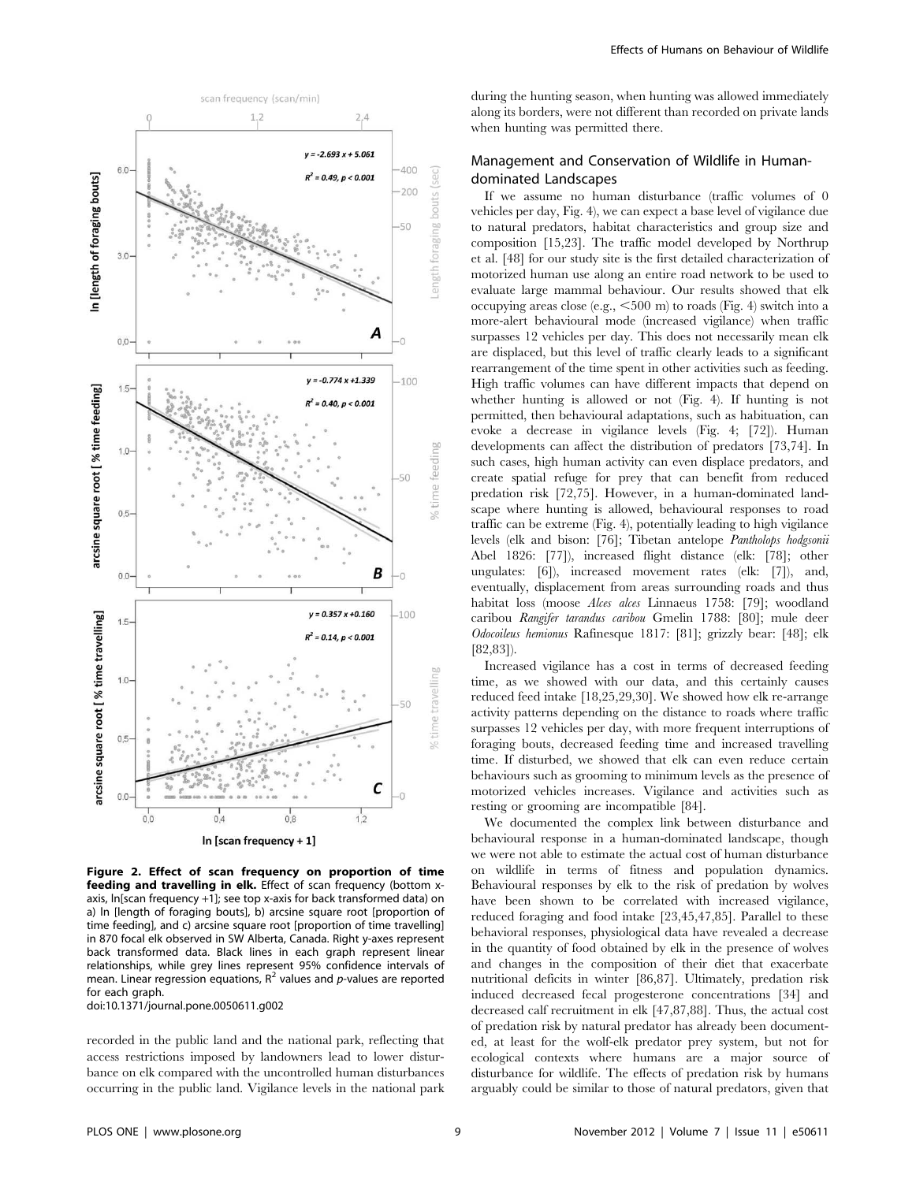**Figure 2. Effect of scan frequency on proportion of time feeding and travelling in elk.** Effect of scan frequency (bottom x-axis, ln[scan frequency +1]; see top x-axis for back transformed data) on a) ln [length of foraging bouts], b) arcsine square root [proportion of time feeding], and c) arcsine square root [proportion of time travelling] in 870 focal elk observed in SW Alberta, Canada. Right y-axes represent back transformed data. Black lines in each graph represent linear relationships, while grey lines represent 95% confidence intervals of mean. Linear regression equations, $R^2$ values and $p$-values are reported for each graph.
doi:10.1371/journal.pone.0050611.g002

recorded in the public land and the national park, reflecting that access restrictions imposed by landowners lead to lower disturbance on elk compared with the uncontrolled human disturbances occurring in the public land. Vigilance levels in the national park during the hunting season, when hunting was allowed immediately along its borders, were not different than recorded on private lands when hunting was permitted there.

## Management and Conservation of Wildlife in Human-dominated Landscapes

If we assume no human disturbance (traffic volumes of 0 vehicles per day, Fig. 4), we can expect a base level of vigilance due to natural predators, habitat characteristics and group size and composition [15,23]. The traffic model developed by Northrup et al. [48] for our study site is the first detailed characterization of motorized human use along an entire road network to be used to evaluate large mammal behaviour. Our results showed that elk occupying areas close (e.g., <500 m) to roads (Fig. 4) switch into a more-alert behavioural mode (increased vigilance) when traffic surpasses 12 vehicles per day. This does not necessarily mean elk are displaced, but this level of traffic clearly leads to a significant rearrangement of the time spent in other activities such as feeding. High traffic volumes can have different impacts that depend on whether hunting is allowed or not (Fig. 4). If hunting is not permitted, then behavioural adaptations, such as habituation, can evoke a decrease in vigilance levels (Fig. 4; [72]). Human developments can affect the distribution of predators [73,74]. In such cases, high human activity can even displace predators, and create spatial refuge for prey that can benefit from reduced predation risk [72,75]. However, in a human-dominated landscape where hunting is allowed, behavioural responses to road traffic can be extreme (Fig. 4), potentially leading to high vigilance levels (elk and bison: [76]; Tibetan antelope *Pantholops hodgsonii* Abel 1826: [77]), increased flight distance (elk: [78]; other ungulates: [6]), increased movement rates (elk: [7]), and, eventually, displacement from areas surrounding roads and thus habitat loss (moose *Alces alces* Linnaeus 1758: [79]; woodland caribou *Rangifer tarandus caribou* Gmelin 1788: [80]; mule deer *Odocoileus hemionus* Rafinesque 1817: [81]; grizzly bear: [48]; elk [82,83]).

Increased vigilance has a cost in terms of decreased feeding time, as we showed with our data, and this certainly causes reduced feed intake [18,25,29,30]. We showed how elk re-arrange activity patterns depending on the distance to roads where traffic surpasses 12 vehicles per day, with more frequent interruptions of foraging bouts, decreased feeding time and increased travelling time. If disturbed, we showed that elk can even reduce certain behaviours such as grooming to minimum levels as the presence of motorized vehicles increases. Vigilance and activities such as resting or grooming are incompatible [84].

We documented the complex link between disturbance and behavioural response in a human-dominated landscape, though we were not able to estimate the actual cost of human disturbance on wildlife in terms of fitness and population dynamics. Behavioural responses by elk to the risk of predation by wolves have been shown to be correlated with increased vigilance, reduced foraging and food intake [23,45,47,85]. Parallel to these behavioral responses, physiological data have revealed a decrease in the quantity of food obtained by elk in the presence of wolves and changes in the composition of their diet that exacerbate nutritional deficits in winter [86,87]. Ultimately, predation risk induced decreased fecal progesterone concentrations [34] and decreased calf recruitment in elk [47,87,88]. Thus, the actual cost of predation risk by natural predator has already been documented, at least for the wolf-elk predator prey system, but not for ecological contexts where humans are a major source of disturbance for wildlife. The effects of predation risk by humans arguably could be similar to those of natural predators, given that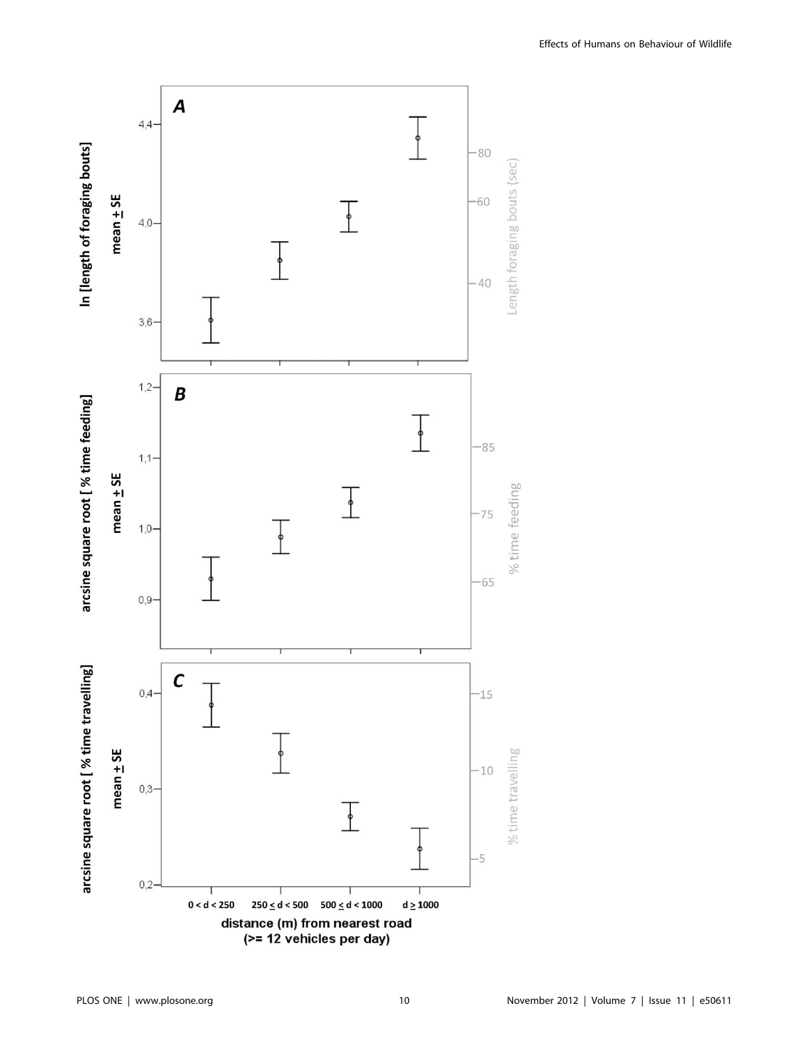**A**

ln [length of foraging bouts]

mean ± SE

4,4 — 4,0 — 3,6

Length foraging bouts (sec)

80 — 60 — 40

**B**

arcsine square root [ % time feeding]

mean ± SE

1,2 — 1,1 — 1,0 — 0,9

% time feeding

85 — 75 — 65

**C**

arcsine square root [ % time travelling]

mean ± SE

0,4 — 0,3 — 0,2

% time travelling

15 — 10 — 5

0 < d < 250 | 250 ≤ d < 500 | 500 ≤ d < 1000 | d ≥ 1000

distance (m) from nearest road
(>= 12 vehicles per day)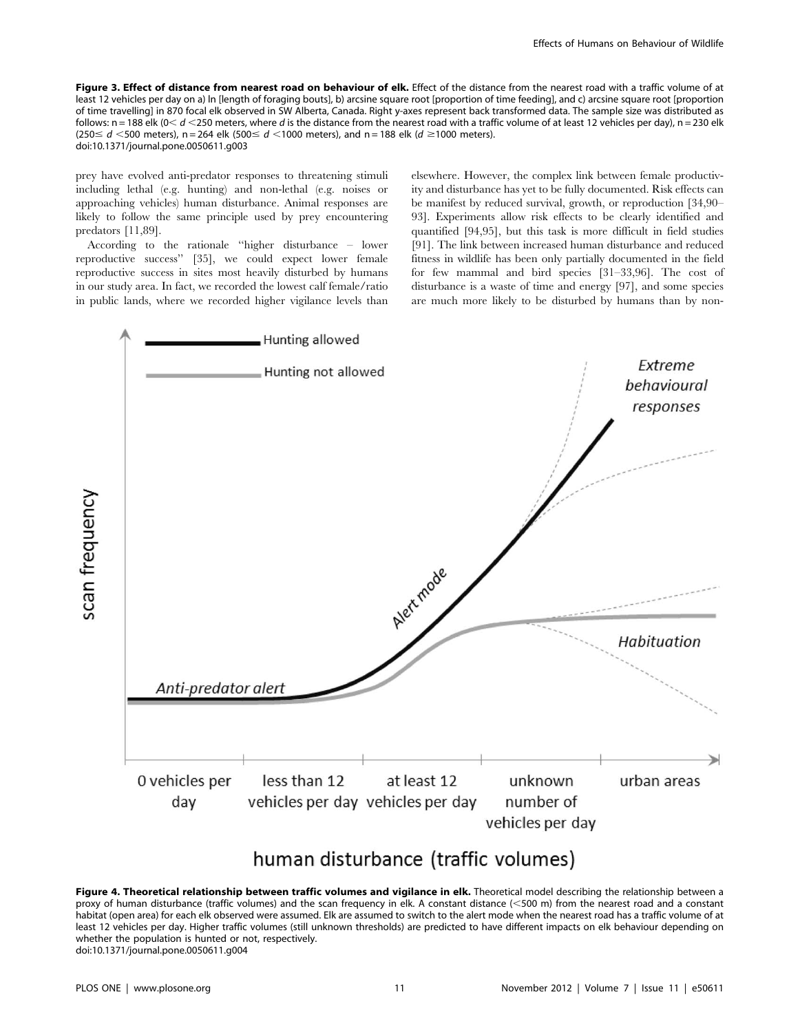**Figure 3. Effect of distance from nearest road on behaviour of elk.** Effect of the distance from the nearest road with a traffic volume of at least 12 vehicles per day on a) ln [length of foraging bouts], b) arcsine square root [proportion of time feeding], and c) arcsine square root [proportion of time travelling] in 870 focal elk observed in SW Alberta, Canada. Right y-axes represent back transformed data. The sample size was distributed as follows: n = 188 elk ($0< d <250$ meters, where *d* is the distance from the nearest road with a traffic volume of at least 12 vehicles per day), n = 230 elk ($250\leq d <500$ meters), n = 264 elk ($500\leq d <1000$ meters), and n = 188 elk ($d \geq 1000$ meters).
doi:10.1371/journal.pone.0050611.g003

prey have evolved anti-predator responses to threatening stimuli including lethal (e.g. hunting) and non-lethal (e.g. noises or approaching vehicles) human disturbance. Animal responses are likely to follow the same principle used by prey encountering predators [11,89].

According to the rationale "higher disturbance – lower reproductive success" [35], we could expect lower female reproductive success in sites most heavily disturbed by humans in our study area. In fact, we recorded the lowest calf female/ratio in public lands, where we recorded higher vigilance levels than elsewhere. However, the complex link between female productivity and disturbance has yet to be fully documented. Risk effects can be manifest by reduced survival, growth, or reproduction [34,90–93]. Experiments allow risk effects to be clearly identified and quantified [94,95], but this task is more difficult in field studies [91]. The link between increased human disturbance and reduced fitness in wildlife has been only partially documented in the field for few mammal and bird species [31–33,96]. The cost of disturbance is a waste of time and energy [97], and some species are much more likely to be disturbed by humans than by non-

**Figure 4. Theoretical relationship between traffic volumes and vigilance in elk.** Theoretical model describing the relationship between a proxy of human disturbance (traffic volumes) and the scan frequency in elk. A constant distance (<500 m) from the nearest road and a constant habitat (open area) for each elk observed were assumed. Elk are assumed to switch to the alert mode when the nearest road has a traffic volume of at least 12 vehicles per day. Higher traffic volumes (still unknown thresholds) are predicted to have different impacts on elk behaviour depending on whether the population is hunted or not, respectively.
doi:10.1371/journal.pone.0050611.g004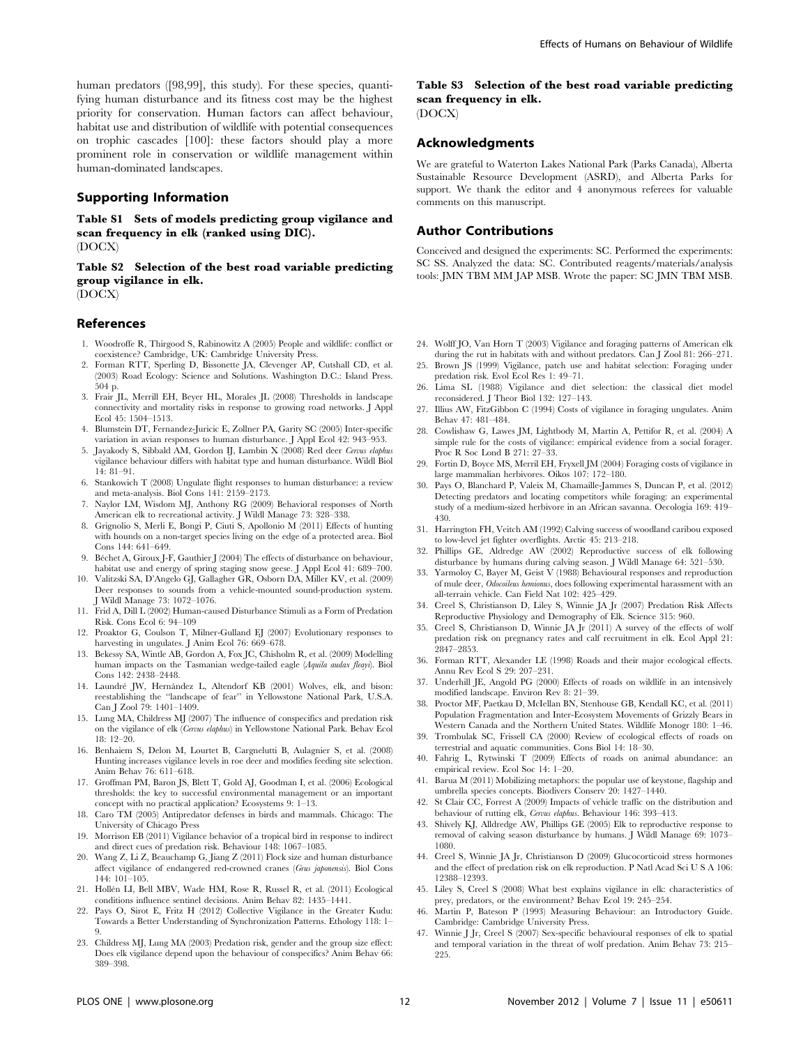human predators ([98,99], this study). For these species, quantifying human disturbance and its fitness cost may be the highest priority for conservation. Human factors can affect behaviour, habitat use and distribution of wildlife with potential consequences on trophic cascades [100]: these factors should play a more prominent role in conservation or wildlife management within human-dominated landscapes.

## Supporting Information

**Table S1 Sets of models predicting group vigilance and scan frequency in elk (ranked using DIC).**
(DOCX)

**Table S2 Selection of the best road variable predicting group vigilance in elk.**
(DOCX)

**Table S3 Selection of the best road variable predicting scan frequency in elk.**
(DOCX)

## Acknowledgments

We are grateful to Waterton Lakes National Park (Parks Canada), Alberta Sustainable Resource Development (ASRD), and Alberta Parks for support. We thank the editor and 4 anonymous referees for valuable comments on this manuscript.

## Author Contributions

Conceived and designed the experiments: SC. Performed the experiments: SC SS. Analyzed the data: SC. Contributed reagents/materials/analysis tools: JMN TBM MM JAP MSB. Wrote the paper: SC JMN TBM MSB.

## References

1. Woodroffe R, Thirgood S, Rabinowitz A (2005) People and wildlife: conflict or coexistence? Cambridge, UK: Cambridge University Press.
2. Forman RTT, Sperling D, Bissonette JA, Clevenger AP, Cutshall CD, et al. (2003) Road Ecology: Science and Solutions. Washington D.C.: Island Press. 504 p.
3. Frair JL, Merrill EH, Beyer HL, Morales JL (2008) Thresholds in landscape connectivity and mortality risks in response to growing road networks. J Appl Ecol 45: 1504–1513.
4. Blumstein DT, Fernandez-Juricic E, Zollner PA, Garity SC (2005) Inter-specific variation in avian responses to human disturbance. J Appl Ecol 42: 943–953.
5. Jayakody S, Sibbald AM, Gordon IJ, Lambin X (2008) Red deer *Cervus elaphus* vigilance behaviour differs with habitat type and human disturbance. Wildl Biol 14: 81–91.
6. Stankowich T (2008) Ungulate flight responses to human disturbance: a review and meta-analysis. Biol Cons 141: 2159–2173.
7. Naylor LM, Wisdom MJ, Anthony RG (2009) Behavioral responses of North American elk to recreational activity. J Wildl Manage 73: 328–338.
8. Grignolio S, Merli E, Bongi P, Ciuti S, Apollonio M (2011) Effects of hunting with hounds on a non-target species living on the edge of a protected area. Biol Cons 144: 641–649.
9. Béchet A, Giroux J-F, Gauthier J (2004) The effects of disturbance on behaviour, habitat use and energy of spring staging snow geese. J Appl Ecol 41: 689–700.
10. Valitzski SA, D'Angelo GJ, Gallagher GR, Osborn DA, Miller KV, et al. (2009) Deer responses to sounds from a vehicle-mounted sound-production system. J Wildl Manage 73: 1072–1076.
11. Frid A, Dill L (2002) Human-caused Disturbance Stimuli as a Form of Predation Risk. Cons Ecol 6: 94–109
12. Proaktor G, Coulson T, Milner-Gulland EJ (2007) Evolutionary responses to harvesting in ungulates. J Anim Ecol 76: 669–678.
13. Bekessy SA, Wintle AB, Gordon A, Fox JC, Chisholm R, et al. (2009) Modelling human impacts on the Tasmanian wedge-tailed eagle (*Aquila audax fleayi*). Biol Cons 142: 2438–2448.
14. Laundré JW, Hernández L, Altendorf KB (2001) Wolves, elk, and bison: reestablishing the "landscape of fear" in Yellowstone National Park, U.S.A. Can J Zool 79: 1401–1409.
15. Lung MA, Childress MJ (2007) The influence of conspecifics and predation risk on the vigilance of elk (*Cervus elaphus*) in Yellowstone National Park. Behav Ecol 18: 12–20.
16. Benhaiem S, Delon M, Lourtet B, Cargnelutti B, Aulagnier S, et al. (2008) Hunting increases vigilance levels in roe deer and modifies feeding site selection. Anim Behav 76: 611–618.
17. Groffman PM, Baron JS, Blett T, Gold AJ, Goodman I, et al. (2006) Ecological thresholds: the key to successful environmental management or an important concept with no practical application? Ecosystems 9: 1–13.
18. Caro TM (2005) Antipredator defenses in birds and mammals. Chicago: The University of Chicago Press
19. Morrison EB (2011) Vigilance behavior of a tropical bird in response to indirect and direct cues of predation risk. Behaviour 148: 1067–1085.
20. Wang Z, Li Z, Beauchamp G, Jiang Z (2011) Flock size and human disturbance affect vigilance of endangered red-crowned cranes (*Grus japonensis*). Biol Cons 144: 101–105.
21. Hollén LI, Bell MBV, Wade HM, Rose R, Russel R, et al. (2011) Ecological conditions influence sentinel decisions. Anim Behav 82: 1435–1441.
22. Pays O, Sirot E, Fritz H (2012) Collective Vigilance in the Greater Kudu: Towards a Better Understanding of Synchronization Patterns. Ethology 118: 1–9.
23. Childress MJ, Lung MA (2003) Predation risk, gender and the group size effect: Does elk vigilance depend upon the behaviour of conspecifics? Anim Behav 66: 389–398.
24. Wolff JO, Van Horn T (2003) Vigilance and foraging patterns of American elk during the rut in habitats with and without predators. Can J Zool 81: 266–271.
25. Brown JS (1999) Vigilance, patch use and habitat selection: Foraging under predation risk. Evol Ecol Res 1: 49–71.
26. Lima SL (1988) Vigilance and diet selection: the classical diet model reconsidered. J Theor Biol 132: 127–143.
27. Illius AW, FitzGibbon C (1994) Costs of vigilance in foraging ungulates. Anim Behav 47: 481–484.
28. Cowlishaw G, Lawes JM, Lightbody M, Martin A, Pettifor R, et al. (2004) A simple rule for the costs of vigilance: empirical evidence from a social forager. Proc R Soc Lond B 271: 27–33.
29. Fortin D, Boyce MS, Merril EH, Fryxell JM (2004) Foraging costs of vigilance in large mammalian herbivores. Oikos 107: 172–180.
30. Pays O, Blanchard P, Valeix M, Chamaillé-Jammes S, Duncan P, et al. (2012) Detecting predators and locating competitors while foraging: an experimental study of a medium-sized herbivore in an African savanna. Oecologia 169: 419–430.
31. Harrington FH, Veitch AM (1992) Calving success of woodland caribou exposed to low-level jet fighter overflights. Arctic 45: 213–218.
32. Phillips GE, Aldredge AW (2002) Reproductive success of elk following disturbance by humans during calving season. J Wildl Manage 64: 521–530.
33. Yarmoloy C, Bayer M, Geist V (1988) Behavioural responses and reproduction of mule deer, *Odocoileus hemionus*, does following experimental harassment with an all-terrain vehicle. Can Field Nat 102: 425–429.
34. Creel S, Christianson D, Liley S, Winnie JA Jr (2007) Predation Risk Affects Reproductive Physiology and Demography of Elk. Science 315: 960.
35. Creel S, Christianson D, Winnie JA Jr (2011) A survey of the effects of wolf predation risk on pregnancy rates and calf recruitment in elk. Ecol Appl 21: 2847–2853.
36. Forman RTT, Alexander LE (1998) Roads and their major ecological effects. Annu Rev Ecol S 29: 207–231.
37. Underhill JE, Angold PG (2000) Effects of roads on wildlife in an intensively modified landscape. Environ Rev 8: 21–39.
38. Proctor MF, Paetkau D, McIellan BN, Stenhouse GB, Kendall KC, et al. (2011) Population Fragmentation and Inter-Ecosystem Movements of Grizzly Bears in Western Canada and the Northern United States. Wildlife Monogr 180: 1–46.
39. Trombulak SC, Frissell CA (2000) Review of ecological effects of roads on terrestrial and aquatic communities. Cons Biol 14: 18–30.
40. Fahrig L, Rytwinski T (2009) Effects of roads on animal abundance: an empirical review. Ecol Soc 14: 1–20.
41. Barua M (2011) Mobilizing metaphors: the popular use of keystone, flagship and umbrella species concepts. Biodivers Conserv 20: 1427–1440.
42. St Clair CC, Forrest A (2009) Impacts of vehicle traffic on the distribution and behaviour of rutting elk, *Cervus elaphus*. Behaviour 146: 393–413.
43. Shively KJ, Alldredge AW, Phillips GE (2005) Elk to reproductive response to removal of calving season disturbance by humans. J Wildl Manage 69: 1073–1080.
44. Creel S, Winnie JA Jr, Christianson D (2009) Glucocorticoid stress hormones and the effect of predation risk on elk reproduction. P Natl Acad Sci U S A 106: 12388–12393.
45. Liley S, Creel S (2008) What best explains vigilance in elk: characteristics of prey, predators, or the environment? Behav Ecol 19: 245–254.
46. Martin P, Bateson P (1993) Measuring Behaviour: an Introductory Guide. Cambridge: Cambridge University Press.
47. Winnie J Jr, Creel S (2007) Sex-specific behavioural responses of elk to spatial and temporal variation in the threat of wolf predation. Anim Behav 73: 215–225.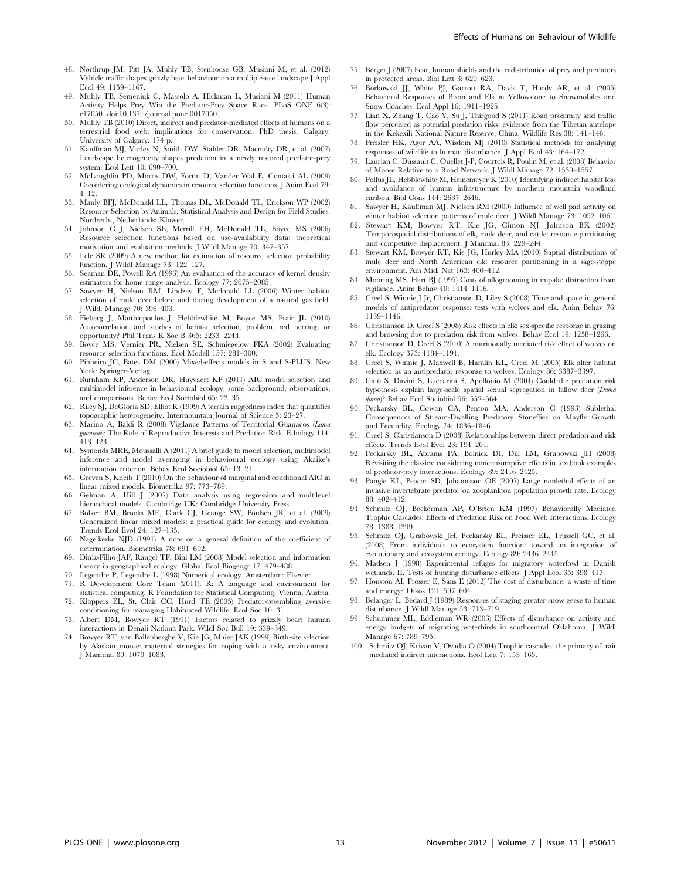48. Northrup JM, Pitt JA, Muhly TB, Stenhouse GB, Musiani M, et al. (2012) Vehicle traffic shapes grizzly bear behaviour on a multiple-use landscape J Appl Ecol 49: 1159–1167.
49. Muhly TB, Semeniuk C, Massolo A, Hickman L, Musiani M (2011) Human Activity Helps Prey Win the Predator-Prey Space Race. PLoS ONE 6(3): e17050. doi:10.1371/journal.pone.0017050.
50. Muhly TB (2010) Direct, indirect and predator-mediated effects of humans on a terrestrial food web: implications for conservation. PhD thesis. Calgary: University of Calgary. 174 p.
51. Kauffman MJ, Varley N, Smith DW, Stahler DR, Macnulty DR, et al. (2007) Landscape heterogeneity shapes predation in a newly restored predator-prey system. Ecol Lett 10: 690–700.
52. McLoughlin PD, Morris DW, Fortin D, Vander Wal E, Contasti AL (2009) Considering ecological dynamics in resource selection functions. J Anim Ecol 79: 4–12.
53. Manly BFJ, McDonald LL, Thomas DL, McDonald TL, Erickson WP (2002) Resource Selection by Animals, Statistical Analysis and Design for Field Studies. Nordrecht, Netherlands: Kluwer.
54. Johnson C J, Nielsen SE, Merrill EH, McDonald TL, Boyce MS (2006) Resource selection functions based on use-availability data: theoretical motivation and evaluation methods. J Wildl Manage 70: 347–357.
55. Lele SR (2009) A new method for estimation of resource selection probability function. J Wildl Manage 73: 122–127.
56. Seaman DE, Powell RA (1996) An evaluation of the accuracy of kernel density estimators for home range analysis. Ecology 77: 2075–2085.
57. Sawyer H, Nielson RM, Lindzey F, Mcdonald LL (2006) Winter habitat selection of mule deer before and during development of a natural gas field. J Wildl Manage 70: 396–403.
58. Fieberg J, Matthiopoulos J, Hebblewhite M, Boyce MS, Frair JL (2010) Autocorrelation and studies of habitat selection, problem, red herring, or opportunity? Phil Trans R Soc B 365: 2233–2244.
59. Boyce MS, Vernier PR, Nielsen SE, Schmiegelow FKA (2002) Evaluating resource selection functions. Ecol Modell 157: 281–300.
60. Pinheiro JC, Bates DM (2000) Mixed-effects models in S and S-PLUS. New York: Springer-Verlag.
61. Burnham KP, Anderson DR, Huyvaert KP (2011) AIC model selection and multimodel inference in behavioural ecology: some background, observations, and comparisons. Behav Ecol Sociobiol 65: 23–35.
62. Riley SJ, DeGloria SD, Elliot R (1999) A terrain ruggedness index that quantifies topographic heterogeneity. Intermountain Journal of Science 5: 23–27.
63. Marino A, Baldi R (2008) Vigilance Patterns of Territorial Guanacos (*Lama guanicoe*): The Role of Reproductive Interests and Predation Risk. Ethology 114: 413–423.
64. Symonds MRE, Moussalli A (2011) A brief guide to model selection, multimodel inference and model averaging in behavioural ecology using Akaike's information criterion. Behav Ecol Sociobiol 65: 13–21.
65. Greven S, Kneib T (2010) On the behaviour of marginal and conditional AIC in linear mixed models. Biometrika 97: 773–789.
66. Gelman A, Hill J (2007) Data analysis using regression and multilevel hierarchical models. Cambridge UK: Cambridge University Press.
67. Bolker BM, Brooks ME, Clark CJ, Geange SW, Poulsen JR, et al. (2009) Generalized linear mixed models: a practical guide for ecology and evolution. Trends Ecol Evol 24: 127–135.
68. Nagelkerke NJD (1991) A note on a general definition of the coefficient of determination. Biometrika 78: 691–692.
69. Diniz-Filho JAF, Rangel TF, Bini LM (2008) Model selection and information theory in geographical ecology. Global Ecol Biogeogr 17: 479–488.
70. Legendre P, Legendre L (1998) Numerical ecology. Amsterdam: Elsevier.
71. R Development Core Team (2011). R: A language and environment for statistical computing. R Foundation for Statistical Computing, Vienna, Austria.
72. Kloppers EL, St. Clair CC, Hurd TE (2005) Predator-resembling aversive conditioning for managing Habituated Wildlife. Ecol Soc 10: 31.
73. Albert DM, Bowyer RT (1991) Factors related to grizzly bear: human interactions in Denali Nationa Park. Wildl Soc Bull 19: 339–349.
74. Bowyer RT, van Ballenberghe V, Kie JG, Maier JAK (1999) Birth-site selection by Alaskan moose: maternal strategies for coping with a risky environment. J Mammal 80: 1070–1083.
75. Berger J (2007) Fear, human shields and the redistribution of prey and predators in protected areas. Biol Lett 3: 620–623.
76. Borkowski JJ, White PJ, Garrott RA, Davis T, Hardy AR, et al. (2005) Behavioral Responses of Bison and Elk in Yellowstone to Snowmobiles and Snow Coaches. Ecol Appl 16: 1911–1925.
77. Lian X, Zhang T, Cao Y, Su J, Thirgood S (2011) Road proximity and traffic flow perceived as potential predation risks: evidence from the Tibetan antelope in the Kekexili National Nature Reserve, China. Wildlife Res 38: 141–146.
78. Preisler HK, Ager AA, Wisdom MJ (2010) Statistical methods for analysing responses of wildlife to human disturbance. J Appl Ecol 43: 164–172.
79. Laurian C, Dussault C, Ouellet J-P, Courtois R, Poulin M, et al. (2008) Behavior of Moose Relative to a Road Network. J Wildl Manage 72: 1550–1557.
80. Polfus JL, Hebblewhite M, Heinemeyer K (2010) Identifying indirect habitat loss and avoidance of human infrastructure by northern mountain woodland caribou. Biol Cons 144: 2637–2646.
81. Sawyer H, Kauffman MJ, Nielson RM (2009) Influence of well pad activity on winter habitat selection patterns of mule deer. J Wildl Manage 73: 1052–1061.
82. Stewart KM, Bowyer RT, Kie JG, Cimon NJ, Johnson BK (2002) Temporospatial distributions of elk, mule deer, and cattle: resource partitioning and competitive displacement. J Mammal 83: 229–244.
83. Stewart KM, Bowyer RT, Kie JG, Hurley MA (2010) Saptial distributions of mule deer and North American elk: resource partitioning in a sage-steppe environment. Am Midl Nat 163: 400–412.
84. Mooring MS, Hart BJ (1995) Costs of allogrooming in impala: distraction from vigilance. Anim Behav 49: 1414–1416.
85. Creel S, Winnie J Jr, Christianson D, Liley S (2008) Time and space in general models of antipredator response: tests with wolves and elk. Anim Behav 76: 1139–1146.
86. Christianson D, Creel S (2008) Risk effects in elk: sex-specific response in grazing and browsing due to predation risk from wolves. Behav Ecol 19: 1258–1266.
87. Christianson D, Creel S (2010) A nutritionally mediated risk effect of wolves on elk. Ecology 373: 1184–1191.
88. Creel S, Winnie J, Maxwell B, Hamlin KL, Creel M (2005) Elk alter habitat selection as an antipredator response to wolves. Ecology 86: 3387–3397.
89. Ciuti S, Davini S, Luccarini S, Apollonio M (2004) Could the predation risk hypothesis explain large-scale spatial sexual segregation in fallow deer (*Dama dama*)? Behav Ecol Sociobiol 56: 552–564.
90. Peckarsky BL, Cowan CA, Penton MA, Anderson C (1993) Sublethal Consequences of Stream-Dwelling Predatory Stoneflies on Mayfly Growth and Fecundity. Ecology 74: 1836–1846.
91. Creel S, Christianson D (2008) Relationships between direct predation and risk effects. Trends Ecol Evol 23: 194–201.
92. Peckarsky BL, Abrams PA, Bolnick DI, Dill LM, Grabowski JH (2008) Revisiting the classics: considering nonconsumptive effects in textbook examples of predator-prey interactions. Ecology 89: 2416–2425.
93. Pangle KL, Peacor SD, Johannsson OE (2007) Large nonlethal effects of an invasive invertebrate predator on zooplankton population growth rate. Ecology 88: 402–412.
94. Schmitz OJ, Beckerman AP, O'Brien KM (1997) Behaviorally Mediated Trophic Cascades: Effects of Predation Risk on Food Web Interactions. Ecology 78: 1388–1399.
95. Schmitz OJ, Grabowski JH, Peckarsky BL, Preisser EL, Trussell GC, et al. (2008) From individuals to ecosystem function: toward an integration of evolutionary and ecosystem ecology. Ecology 89: 2436–2445.
96. Madsen J (1998) Experimental refuges for migratory waterfowl in Danish wetlands. II. Tests of hunting disturbance effects. J Appl Ecol 35: 398–417.
97. Houston AI, Prosser E, Sans E (2012) The cost of disturbance: a waste of time and energy? Oikos 121: 597–604.
98. Bélanger L, Bédard J (1989) Responses of staging greater snow geese to human disturbance. J Wildl Manage 53: 713–719.
99. Schummer ML, Eddleman WR (2003) Effects of disturbance on activity and energy budgets of migrating waterbirds in southcentral Oklahoma. J Wildl Manage 67: 789–795.
100. Schmitz OJ, Krivan V, Ovadia O (2004) Trophic cascades: the primacy of trait mediated indirect interactions. Ecol Lett 7: 153–163.